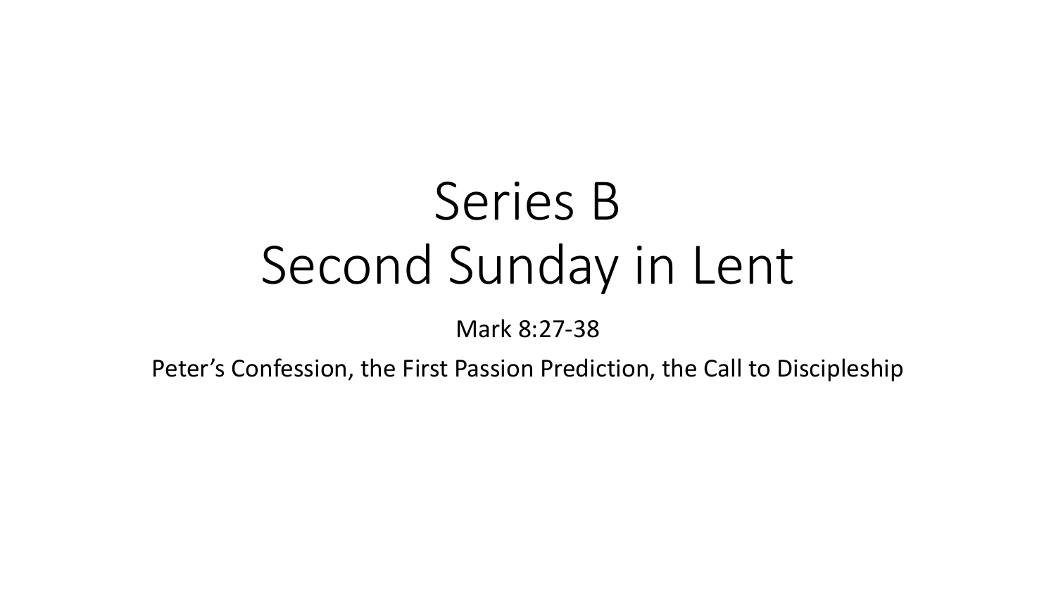# Series B
# Second Sunday in Lent

Mark 8:27-38

Peter’s Confession, the First Passion Prediction, the Call to Discipleship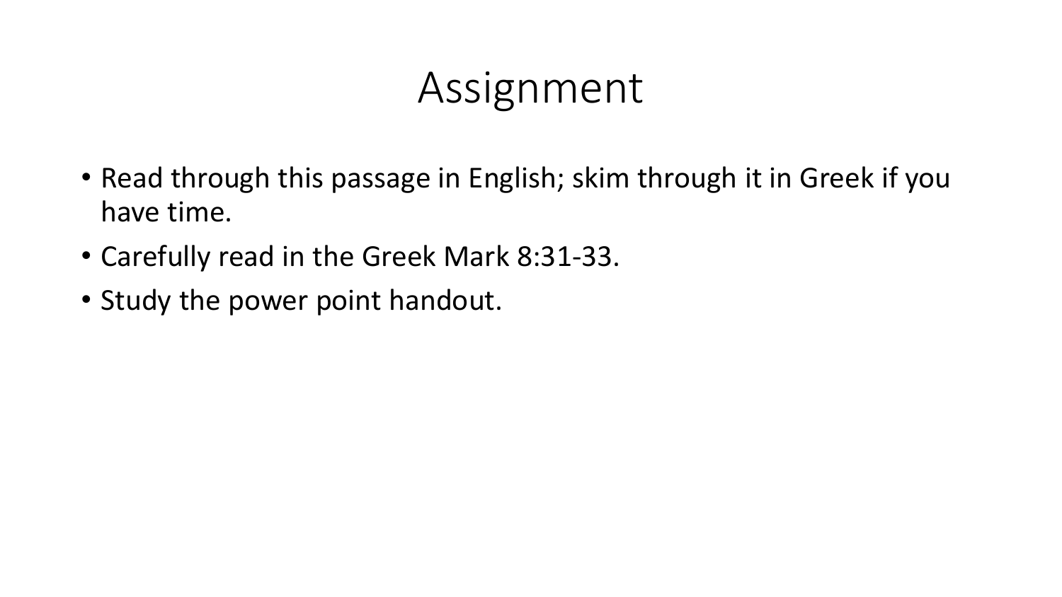# Assignment

- Read through this passage in English; skim through it in Greek if you have time.
- Carefully read in the Greek Mark 8:31-33.
- Study the power point handout.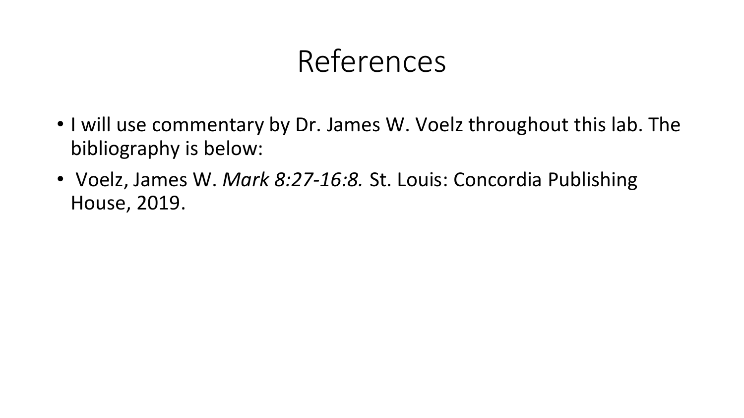# References

- I will use commentary by Dr. James W. Voelz throughout this lab. The bibliography is below:
- Voelz, James W. *Mark 8:27-16:8.* St. Louis: Concordia Publishing House, 2019.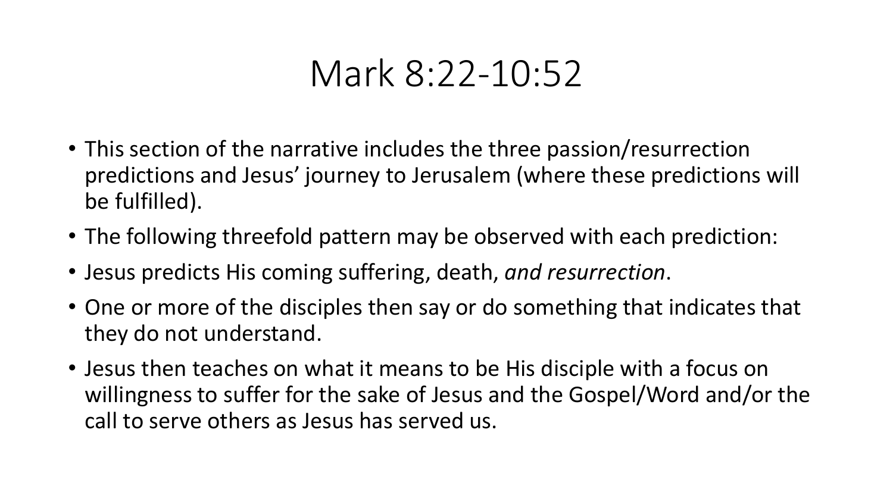# Mark 8:22-10:52

- This section of the narrative includes the three passion/resurrection predictions and Jesus' journey to Jerusalem (where these predictions will be fulfilled).
- The following threefold pattern may be observed with each prediction:
- Jesus predicts His coming suffering, death, *and resurrection*.
- One or more of the disciples then say or do something that indicates that they do not understand.
- Jesus then teaches on what it means to be His disciple with a focus on willingness to suffer for the sake of Jesus and the Gospel/Word and/or the call to serve others as Jesus has served us.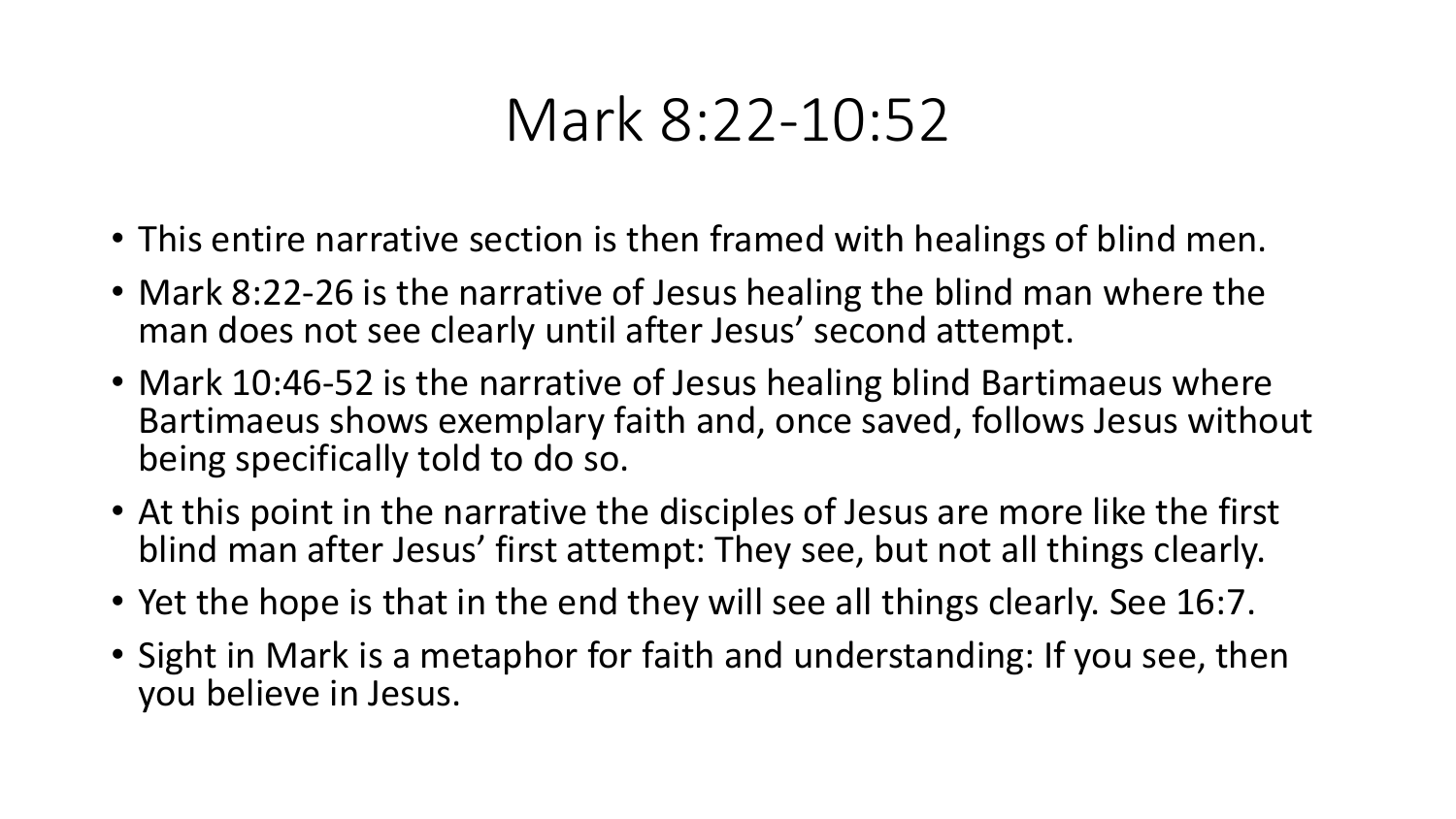# Mark 8:22-10:52

- This entire narrative section is then framed with healings of blind men.
- Mark 8:22-26 is the narrative of Jesus healing the blind man where the man does not see clearly until after Jesus' second attempt.
- Mark 10:46-52 is the narrative of Jesus healing blind Bartimaeus where Bartimaeus shows exemplary faith and, once saved, follows Jesus without being specifically told to do so.
- At this point in the narrative the disciples of Jesus are more like the first blind man after Jesus' first attempt: They see, but not all things clearly.
- Yet the hope is that in the end they will see all things clearly. See 16:7.
- Sight in Mark is a metaphor for faith and understanding: If you see, then you believe in Jesus.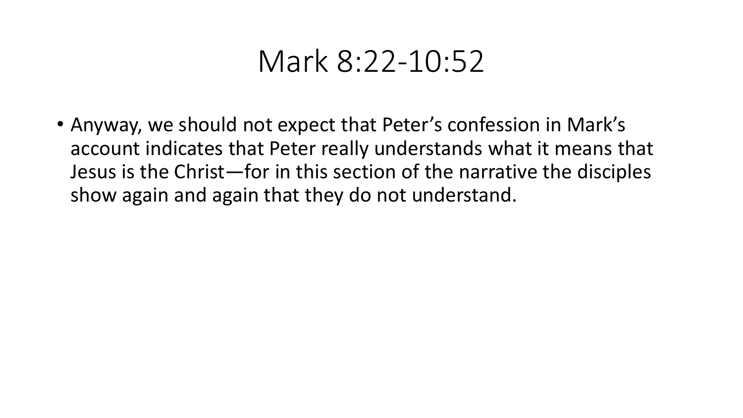# Mark 8:22-10:52

- Anyway, we should not expect that Peter's confession in Mark's account indicates that Peter really understands what it means that Jesus is the Christ—for in this section of the narrative the disciples show again and again that they do not understand.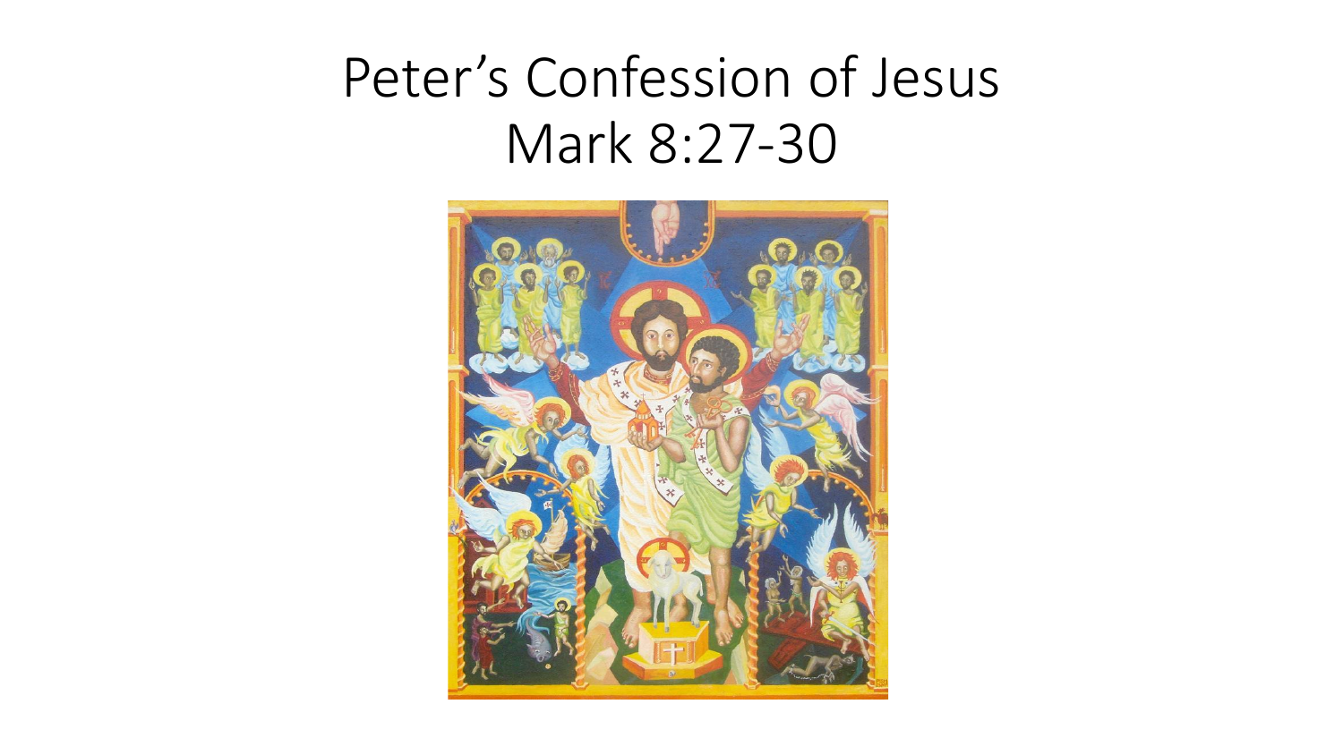# Peter's Confession of Jesus
# Mark 8:27-30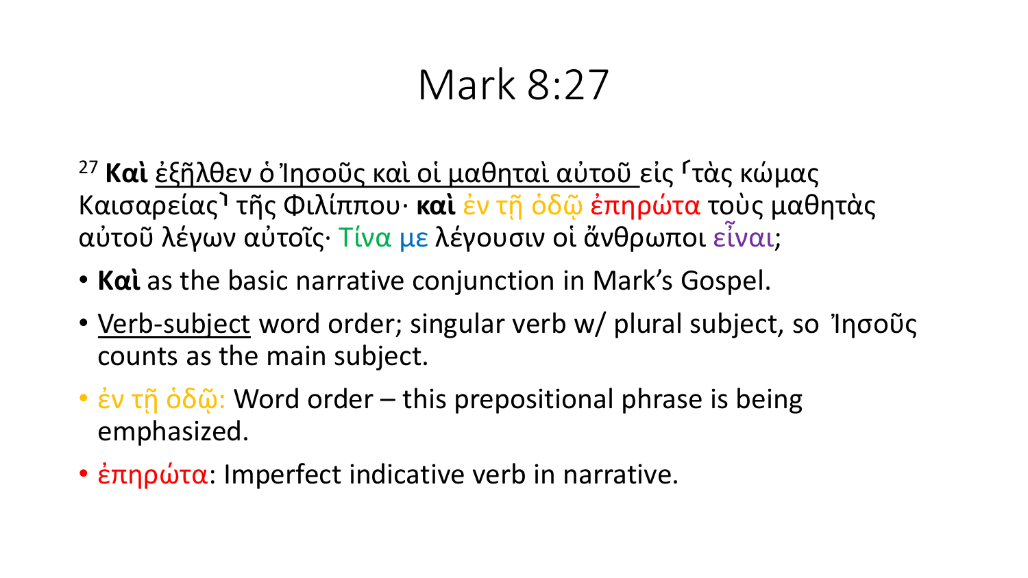# Mark 8:27

[27] **Καὶ** <u>ἐξῆλθεν ὁ Ἰησοῦς καὶ οἱ μαθηταὶ αὐτοῦ</u> εἰς ⸀τὰς κώμας Καισαρείας⸁ τῆς Φιλίππου· **καὶ** ἐν τῇ ὁδῷ ἐπηρώτα τοὺς μαθητὰς αὐτοῦ λέγων αὐτοῖς· Τίνα με λέγουσιν οἱ ἄνθρωποι εἶναι;

- **Καὶ** as the basic narrative conjunction in Mark's Gospel.
- <u>Verb-subject</u> word order; singular verb w/ plural subject, so Ἰησοῦς counts as the main subject.
- ἐν τῇ ὁδῷ: Word order – this prepositional phrase is being emphasized.
- ἐπηρώτα: Imperfect indicative verb in narrative.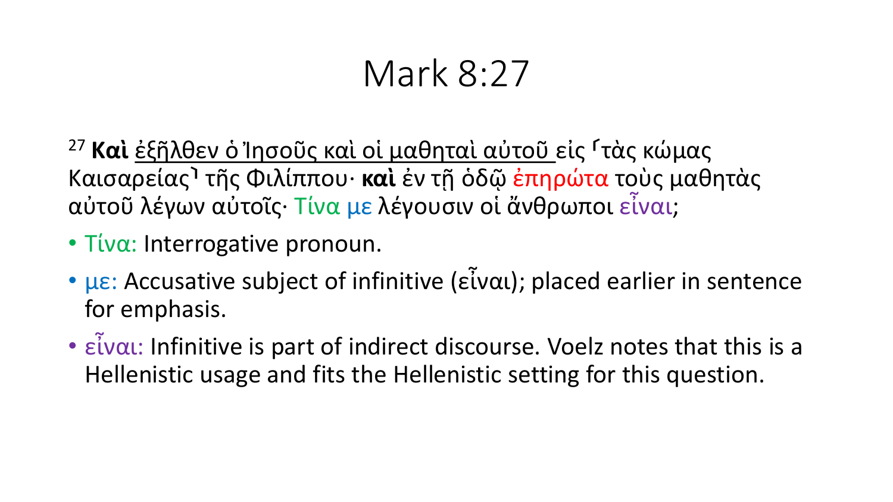# Mark 8:27

27 **Καὶ** ἐξῆλθεν ὁ Ἰησοῦς καὶ οἱ μαθηταὶ αὐτοῦ εἰς ⸂τὰς κώμας Καισαρείας⸃ τῆς Φιλίππου· **καὶ** ἐν τῇ ὁδῷ ἐπηρώτα τοὺς μαθητὰς αὐτοῦ λέγων αὐτοῖς· Τίνα με λέγουσιν οἱ ἄνθρωποι εἶναι;

- Τίνα: Interrogative pronoun.
- με: Accusative subject of infinitive (εἶναι); placed earlier in sentence for emphasis.
- εἶναι: Infinitive is part of indirect discourse. Voelz notes that this is a Hellenistic usage and fits the Hellenistic setting for this question.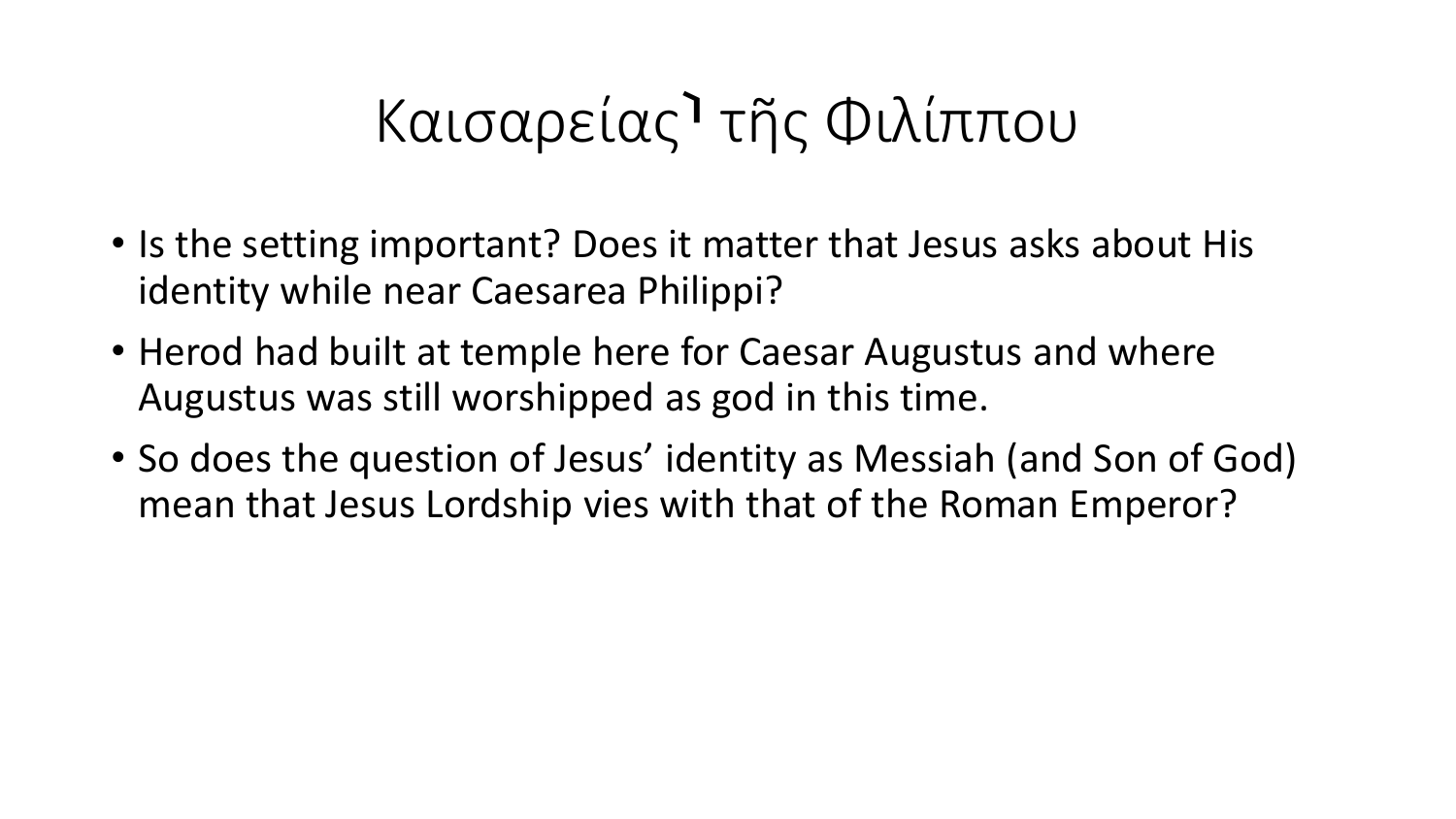# Καισαρείας⸀ τῆς Φιλίππου

- Is the setting important? Does it matter that Jesus asks about His identity while near Caesarea Philippi?
- Herod had built at temple here for Caesar Augustus and where Augustus was still worshipped as god in this time.
- So does the question of Jesus' identity as Messiah (and Son of God) mean that Jesus Lordship vies with that of the Roman Emperor?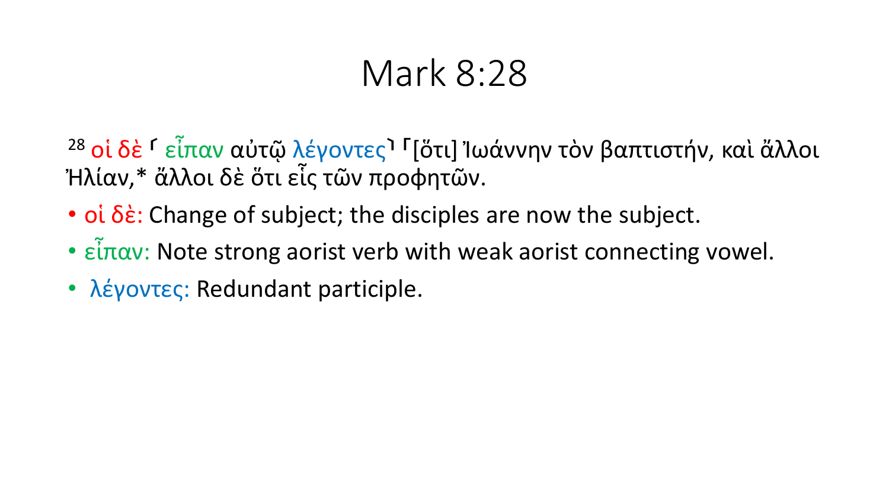# Mark 8:28

[28] οἱ δὲ ⸀ εἶπαν αὐτῷ λέγοντες⸁ ⸂[ὅτι] Ἰωάννην τὸν βαπτιστήν, καὶ ἄλλοι Ἠλίαν,* ἄλλοι δὲ ὅτι εἷς τῶν προφητῶν.

- οἱ δὲ: Change of subject; the disciples are now the subject.
- εἶπαν: Note strong aorist verb with weak aorist connecting vowel.
- λέγοντες: Redundant participle.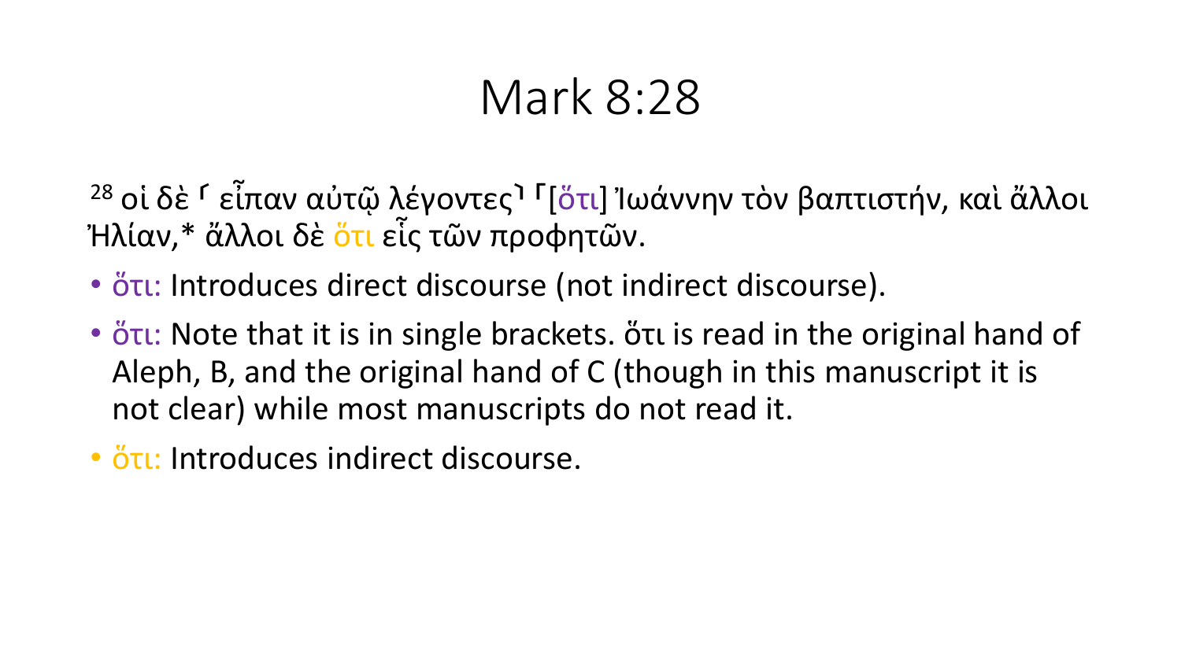# Mark 8:28

[28] οἱ δὲ ⸀ εἶπαν αὐτῷ λέγοντες⸆ ⸀[ὅτι] Ἰωάννην τὸν βαπτιστήν, καὶ ἄλλοι Ἠλίαν,* ἄλλοι δὲ ὅτι εἷς τῶν προφητῶν.

- ὅτι: Introduces direct discourse (not indirect discourse).
- ὅτι: Note that it is in single brackets. ὅτι is read in the original hand of Aleph, B, and the original hand of C (though in this manuscript it is not clear) while most manuscripts do not read it.
- ὅτι: Introduces indirect discourse.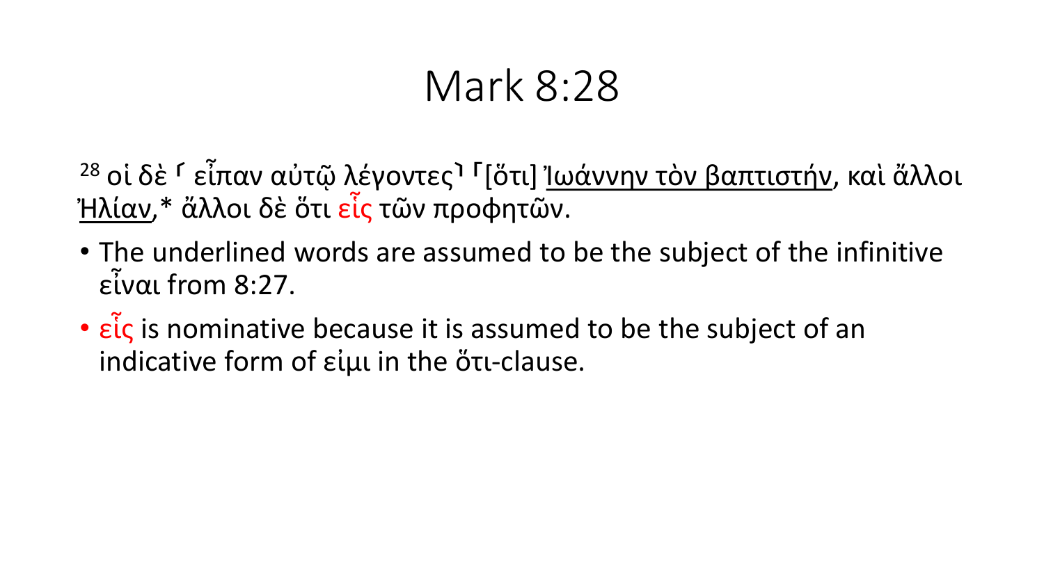# Mark 8:28

[28] οἱ δὲ ⸀ εἶπαν αὐτῷ λέγοντες⸁ ⸂[ὅτι] Ἰωάννην τὸν βαπτιστήν, καὶ ἄλλοι Ἠλίαν,* ἄλλοι δὲ ὅτι εἷς τῶν προφητῶν.

- The underlined words are assumed to be the subject of the infinitive εἶναι from 8:27.
- εἷς is nominative because it is assumed to be the subject of an indicative form of εἰμι in the ὅτι-clause.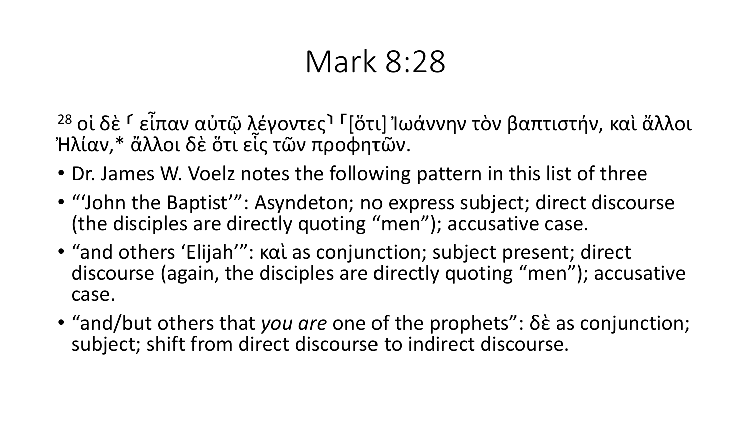# Mark 8:28

28 οἱ δὲ ⸀ εἶπαν αὐτῷ λέγοντες⸆ ⸂[ὅτι] Ἰωάννην τὸν βαπτιστήν, καὶ ἄλλοι Ἠλίαν,* ἄλλοι δὲ ὅτι εἷς τῶν προφητῶν.

- Dr. James W. Voelz notes the following pattern in this list of three
- "'John the Baptist'": Asyndeton; no express subject; direct discourse (the disciples are directly quoting "men"); accusative case.
- "and others 'Elijah'": καὶ as conjunction; subject present; direct discourse (again, the disciples are directly quoting "men"); accusative case.
- "and/but others that *you are* one of the prophets": δὲ as conjunction; subject; shift from direct discourse to indirect discourse.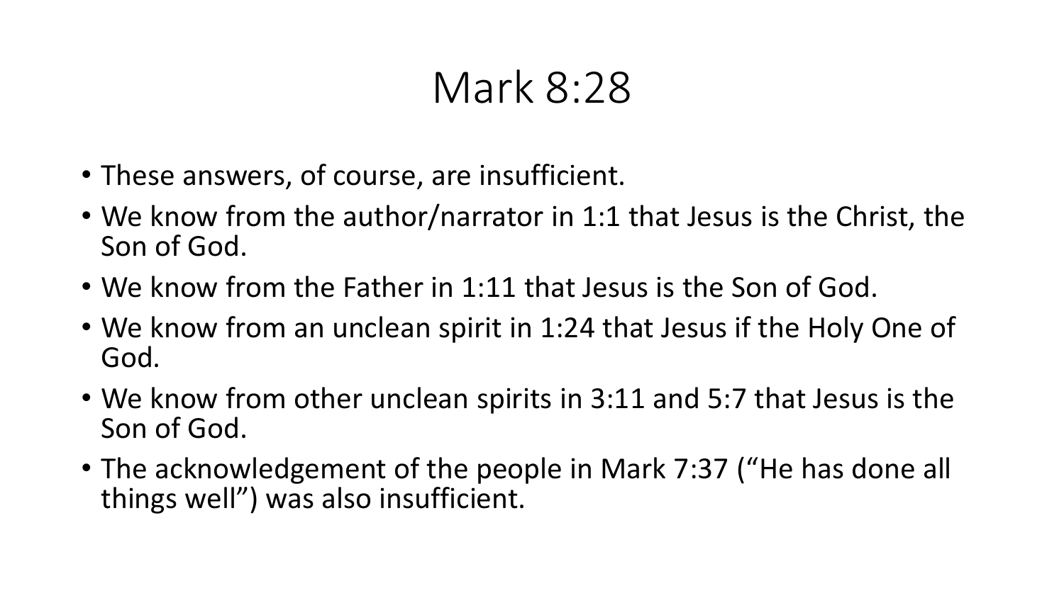# Mark 8:28

- These answers, of course, are insufficient.
- We know from the author/narrator in 1:1 that Jesus is the Christ, the Son of God.
- We know from the Father in 1:11 that Jesus is the Son of God.
- We know from an unclean spirit in 1:24 that Jesus if the Holy One of God.
- We know from other unclean spirits in 3:11 and 5:7 that Jesus is the Son of God.
- The acknowledgement of the people in Mark 7:37 (“He has done all things well”) was also insufficient.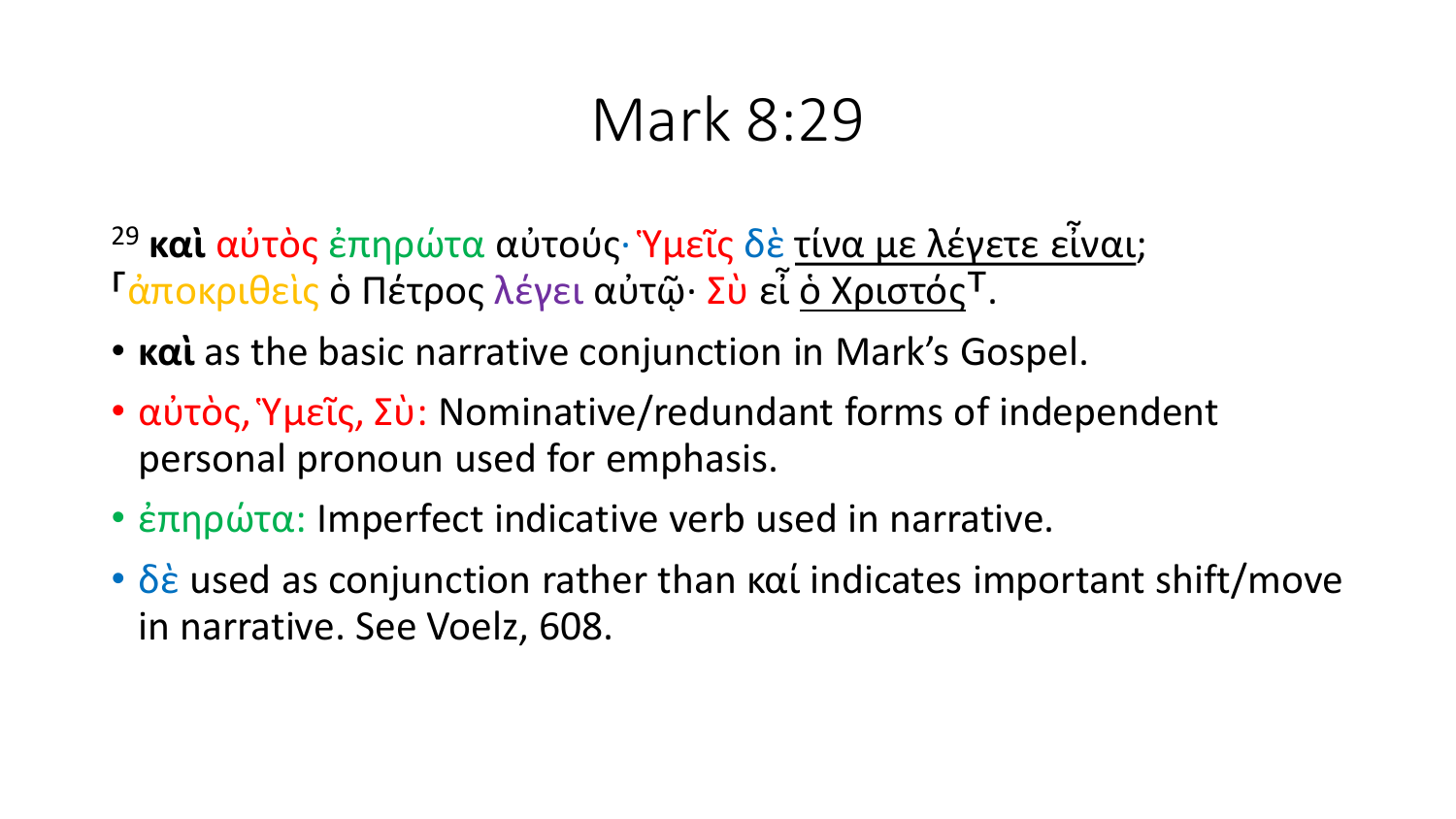# Mark 8:29

29 **καὶ** αὐτὸς ἐπηρώτα αὐτούς· Ὑμεῖς δὲ τίνα με λέγετε εἶναι; ⸀ἀποκριθεὶς ὁ Πέτρος λέγει αὐτῷ· Σὺ εἶ ὁ Χριστός⸆.

- **καὶ** as the basic narrative conjunction in Mark's Gospel.
- αὐτὸς, Ὑμεῖς, Σὺ: Nominative/redundant forms of independent personal pronoun used for emphasis.
- ἐπηρώτα: Imperfect indicative verb used in narrative.
- δὲ used as conjunction rather than καί indicates important shift/move in narrative. See Voelz, 608.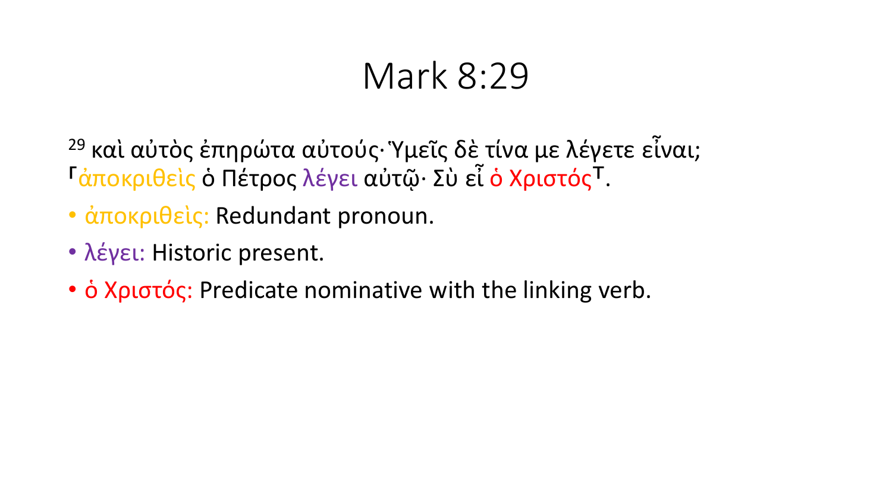# Mark 8:29

[29] καὶ αὐτὸς ἐπηρώτα αὐτούς· Ὑμεῖς δὲ τίνα με λέγετε εἶναι; ⸀ἀποκριθεὶς ὁ Πέτρος λέγει αὐτῷ· Σὺ εἶ ὁ Χριστός⸆.

- ἀποκριθεὶς: Redundant pronoun.
- λέγει: Historic present.
- ὁ Χριστός: Predicate nominative with the linking verb.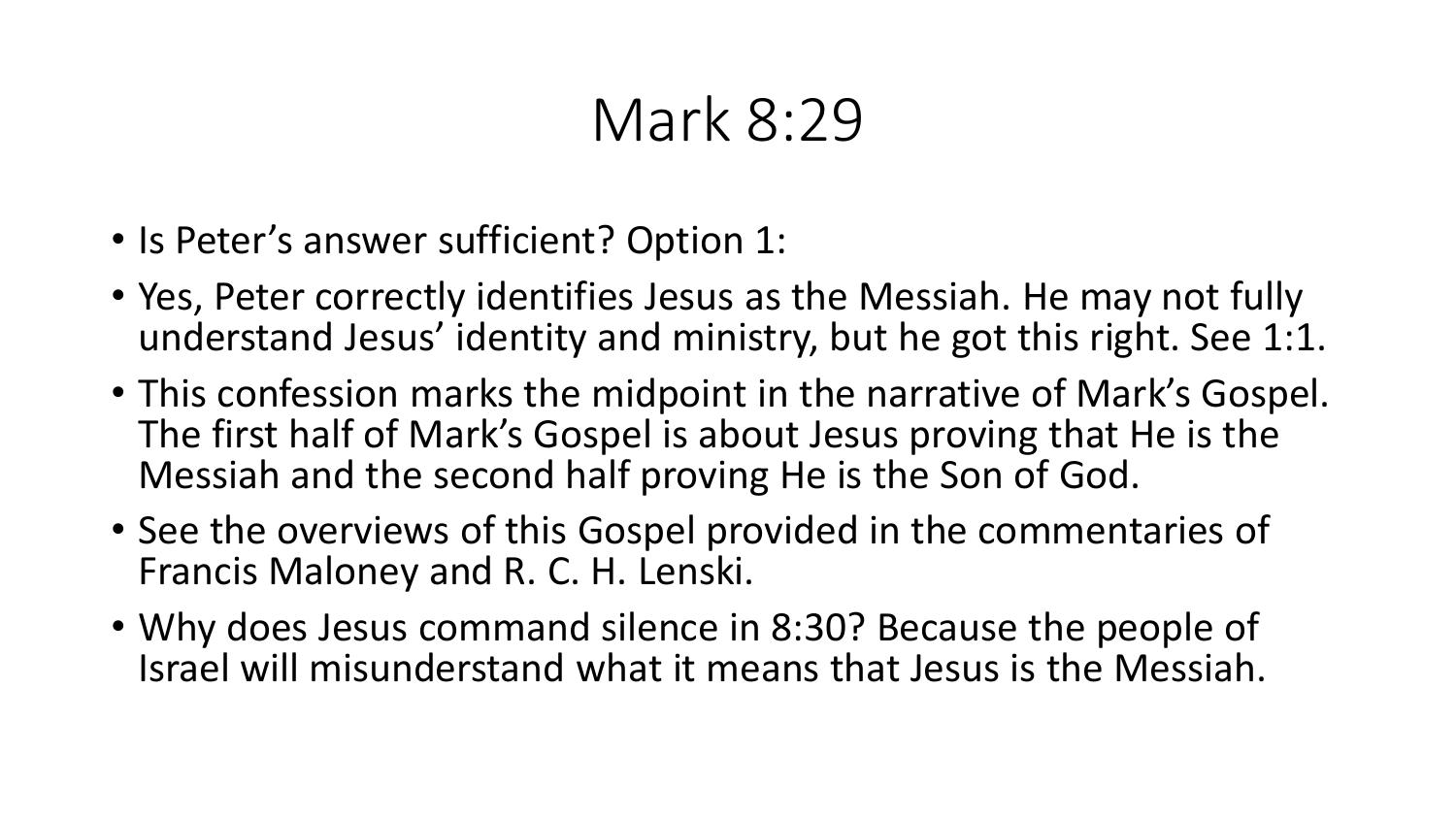# Mark 8:29

- Is Peter's answer sufficient? Option 1:
- Yes, Peter correctly identifies Jesus as the Messiah. He may not fully understand Jesus' identity and ministry, but he got this right. See 1:1.
- This confession marks the midpoint in the narrative of Mark's Gospel. The first half of Mark's Gospel is about Jesus proving that He is the Messiah and the second half proving He is the Son of God.
- See the overviews of this Gospel provided in the commentaries of Francis Maloney and R. C. H. Lenski.
- Why does Jesus command silence in 8:30? Because the people of Israel will misunderstand what it means that Jesus is the Messiah.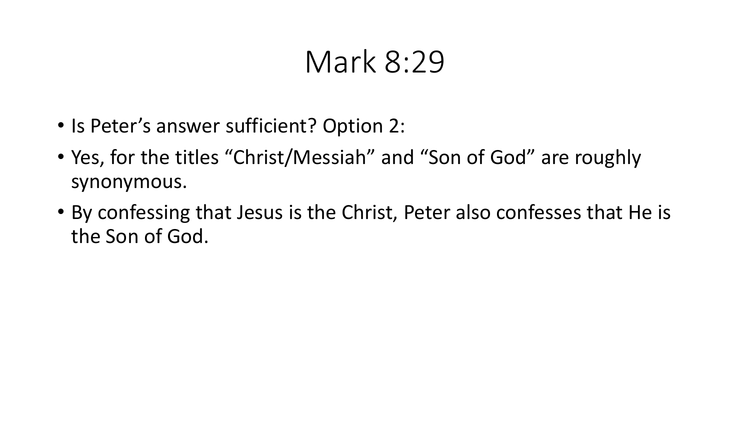# Mark 8:29

- Is Peter's answer sufficient? Option 2:
- Yes, for the titles "Christ/Messiah" and "Son of God" are roughly synonymous.
- By confessing that Jesus is the Christ, Peter also confesses that He is the Son of God.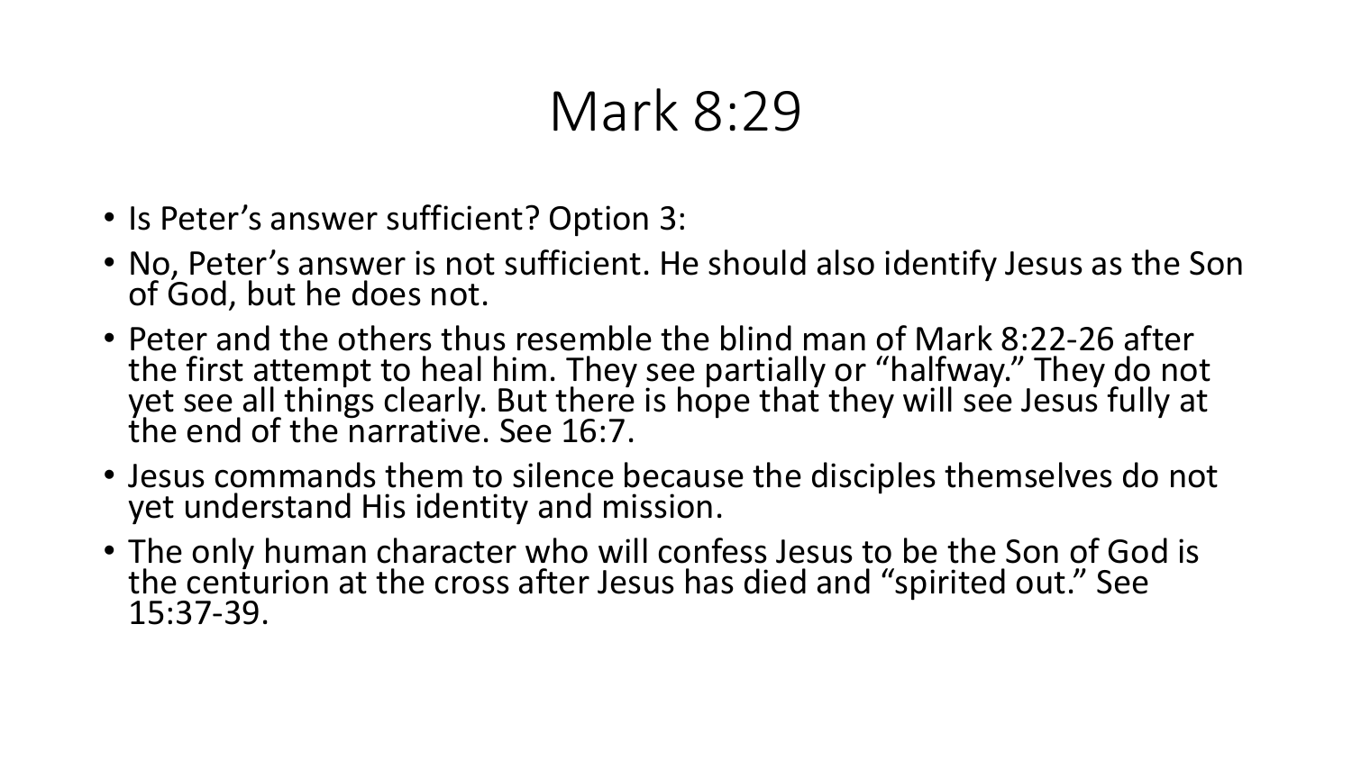# Mark 8:29

- Is Peter's answer sufficient? Option 3:
- No, Peter's answer is not sufficient. He should also identify Jesus as the Son of God, but he does not.
- Peter and the others thus resemble the blind man of Mark 8:22-26 after the first attempt to heal him. They see partially or "halfway." They do not yet see all things clearly. But there is hope that they will see Jesus fully at the end of the narrative. See 16:7.
- Jesus commands them to silence because the disciples themselves do not yet understand His identity and mission.
- The only human character who will confess Jesus to be the Son of God is the centurion at the cross after Jesus has died and "spirited out." See 15:37-39.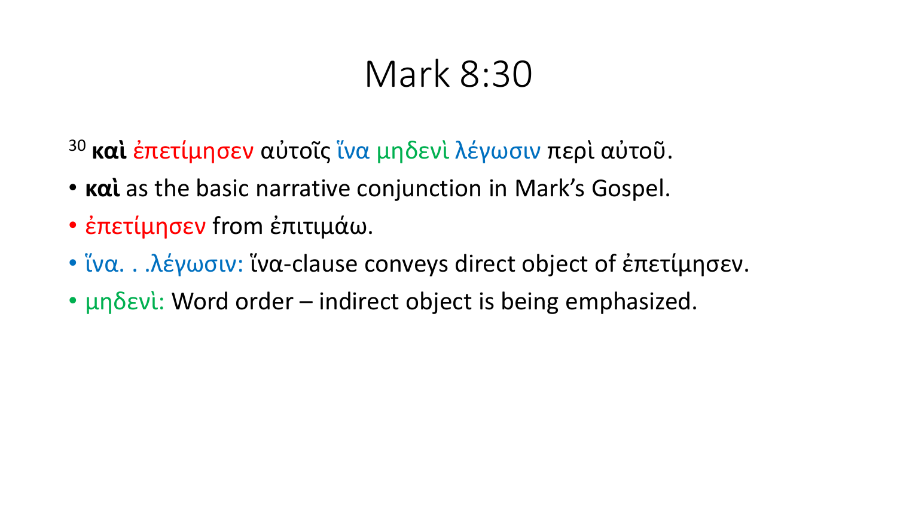# Mark 8:30

[30] **καὶ** ἐπετίμησεν αὐτοῖς ἵνα μηδενὶ λέγωσιν περὶ αὐτοῦ.

- **καὶ** as the basic narrative conjunction in Mark's Gospel.
- ἐπετίμησεν from ἐπιτιμάω.
- ἵνα. . .λέγωσιν: ἵνα-clause conveys direct object of ἐπετίμησεν.
- μηδενὶ: Word order – indirect object is being emphasized.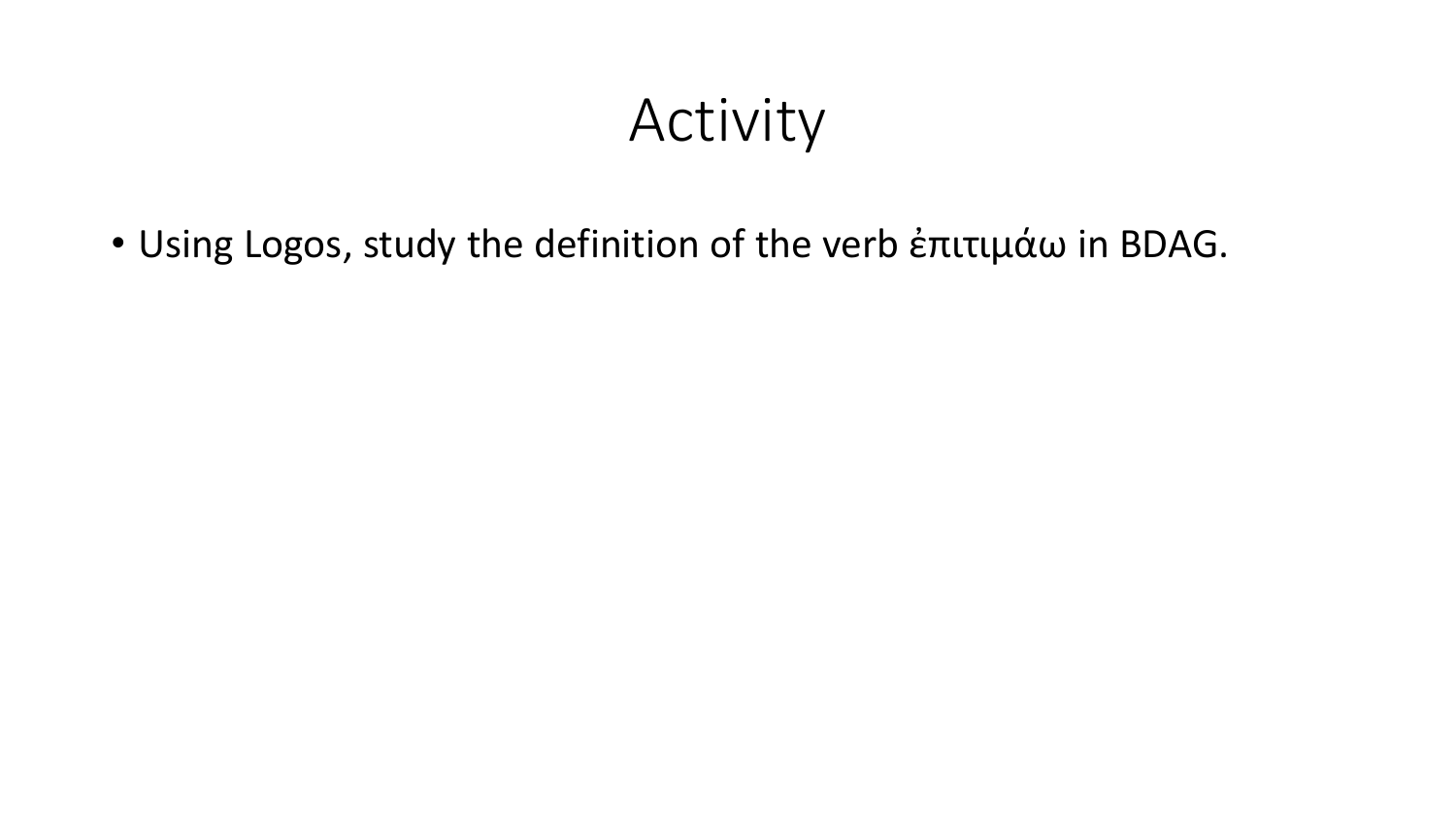# Activity

- Using Logos, study the definition of the verb ἐπιτιμάω in BDAG.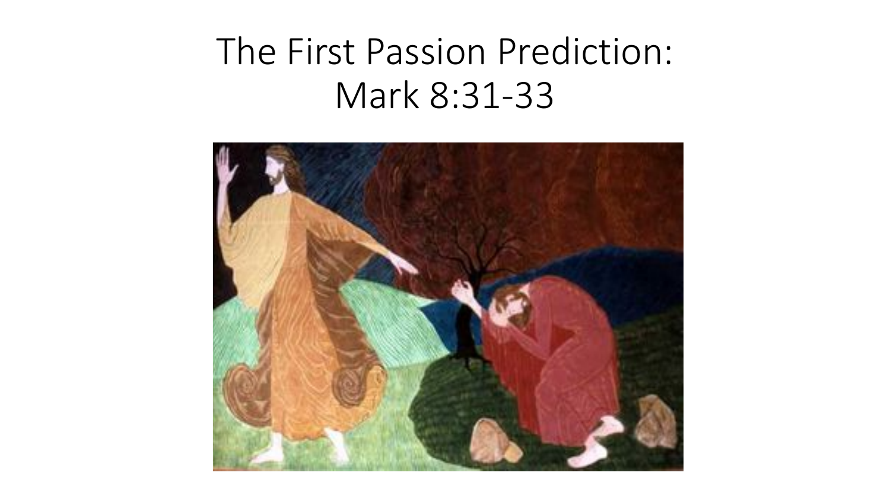# The First Passion Prediction: Mark 8:31-33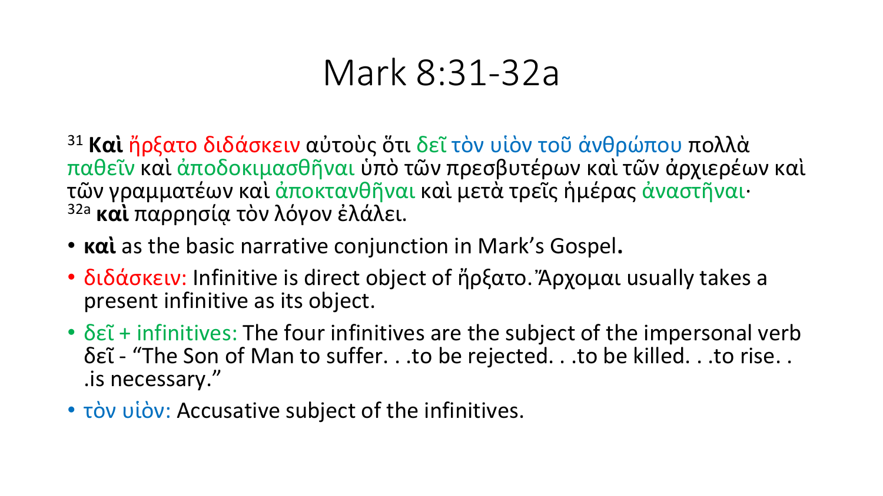# Mark 8:31-32a

[31] **Καὶ** ἤρξατο διδάσκειν αὐτοὺς ὅτι δεῖ τὸν υἱὸν τοῦ ἀνθρώπου πολλὰ παθεῖν καὶ ἀποδοκιμασθῆναι ὑπὸ τῶν πρεσβυτέρων καὶ τῶν ἀρχιερέων καὶ τῶν γραμματέων καὶ ἀποκτανθῆναι καὶ μετὰ τρεῖς ἡμέρας ἀναστῆναι·
[32a] **καὶ** παρρησίᾳ τὸν λόγον ἐλάλει.

- **καὶ** as the basic narrative conjunction in Mark's Gospel**.**
- διδάσκειν: Infinitive is direct object of ἤρξατο. Ἄρχομαι usually takes a present infinitive as its object.
- δεῖ + infinitives: The four infinitives are the subject of the impersonal verb δεῖ - "The Son of Man to suffer. . .to be rejected. . .to be killed. . .to rise. . .is necessary."
- τὸν υἱὸν: Accusative subject of the infinitives.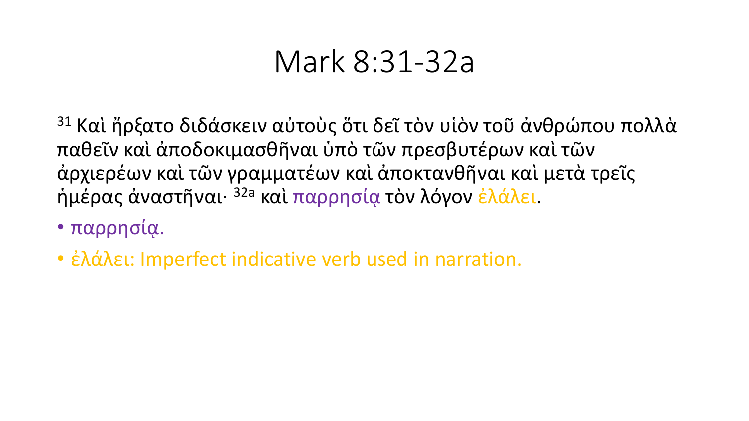# Mark 8:31-32a

[31] Καὶ ἤρξατο διδάσκειν αὐτοὺς ὅτι δεῖ τὸν υἱὸν τοῦ ἀνθρώπου πολλὰ παθεῖν καὶ ἀποδοκιμασθῆναι ὑπὸ τῶν πρεσβυτέρων καὶ τῶν ἀρχιερέων καὶ τῶν γραμματέων καὶ ἀποκτανθῆναι καὶ μετὰ τρεῖς ἡμέρας ἀναστῆναι· [32a] καὶ παρρησίᾳ τὸν λόγον ἐλάλει.

- παρρησίᾳ.
- ἐλάλει: Imperfect indicative verb used in narration.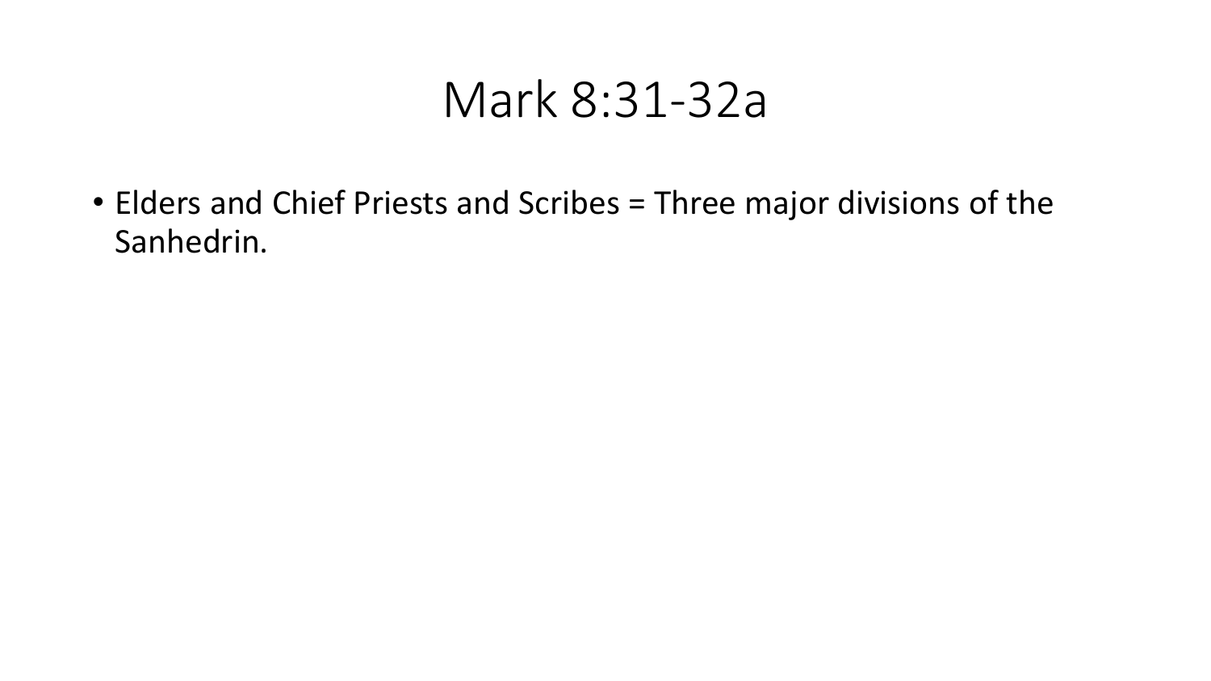# Mark 8:31-32a

- Elders and Chief Priests and Scribes = Three major divisions of the Sanhedrin.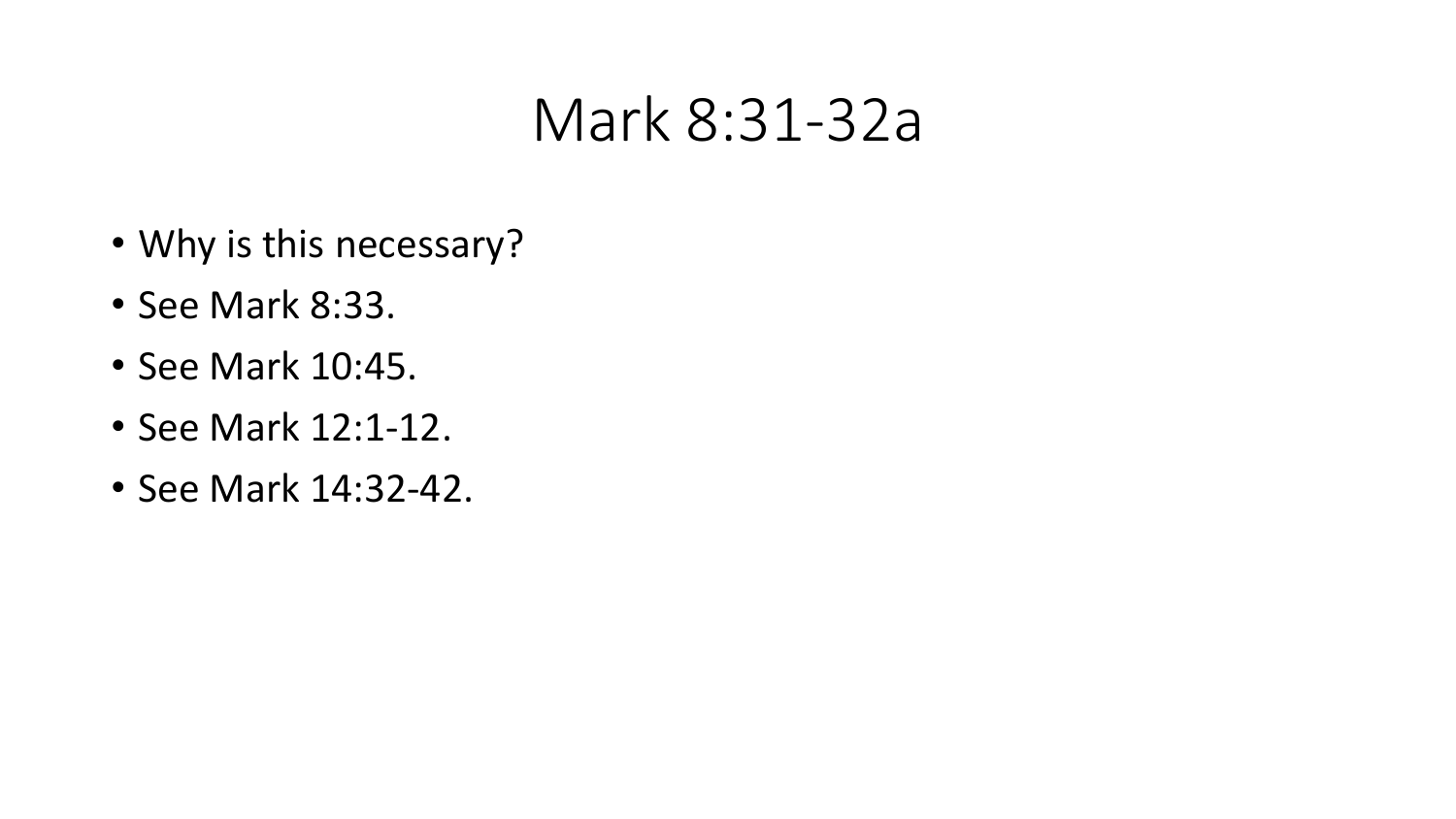# Mark 8:31-32a

- Why is this necessary?
- See Mark 8:33.
- See Mark 10:45.
- See Mark 12:1-12.
- See Mark 14:32-42.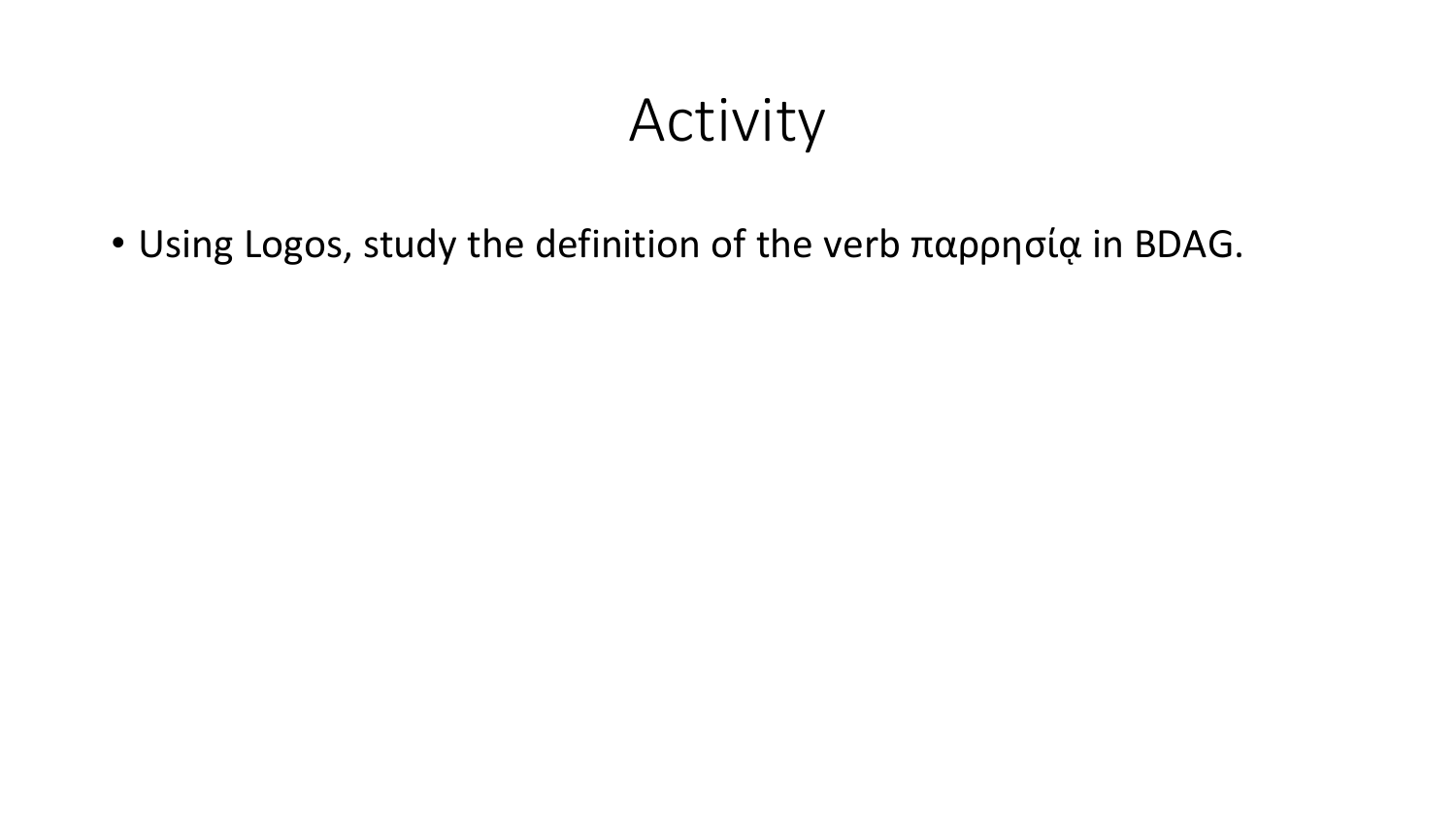# Activity

- Using Logos, study the definition of the verb παρρησίᾳ in BDAG.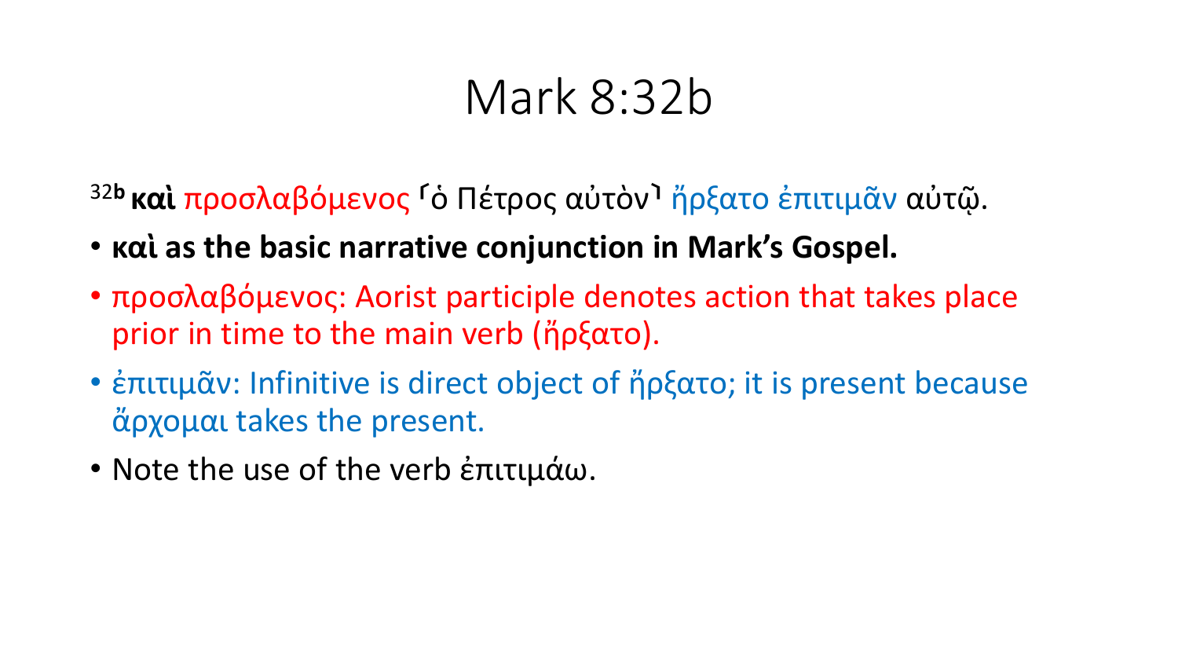# Mark 8:32b

[32b] **καὶ** προσλαβόμενος ⸀ὁ Πέτρος αὐτὸν⸆ ἤρξατο ἐπιτιμᾶν αὐτῷ.

- **καὶ as the basic narrative conjunction in Mark's Gospel.**
- προσλαβόμενος: Aorist participle denotes action that takes place prior in time to the main verb (ἤρξατο).
- ἐπιτιμᾶν: Infinitive is direct object of ἤρξατο; it is present because ἄρχομαι takes the present.
- Note the use of the verb ἐπιτιμάω.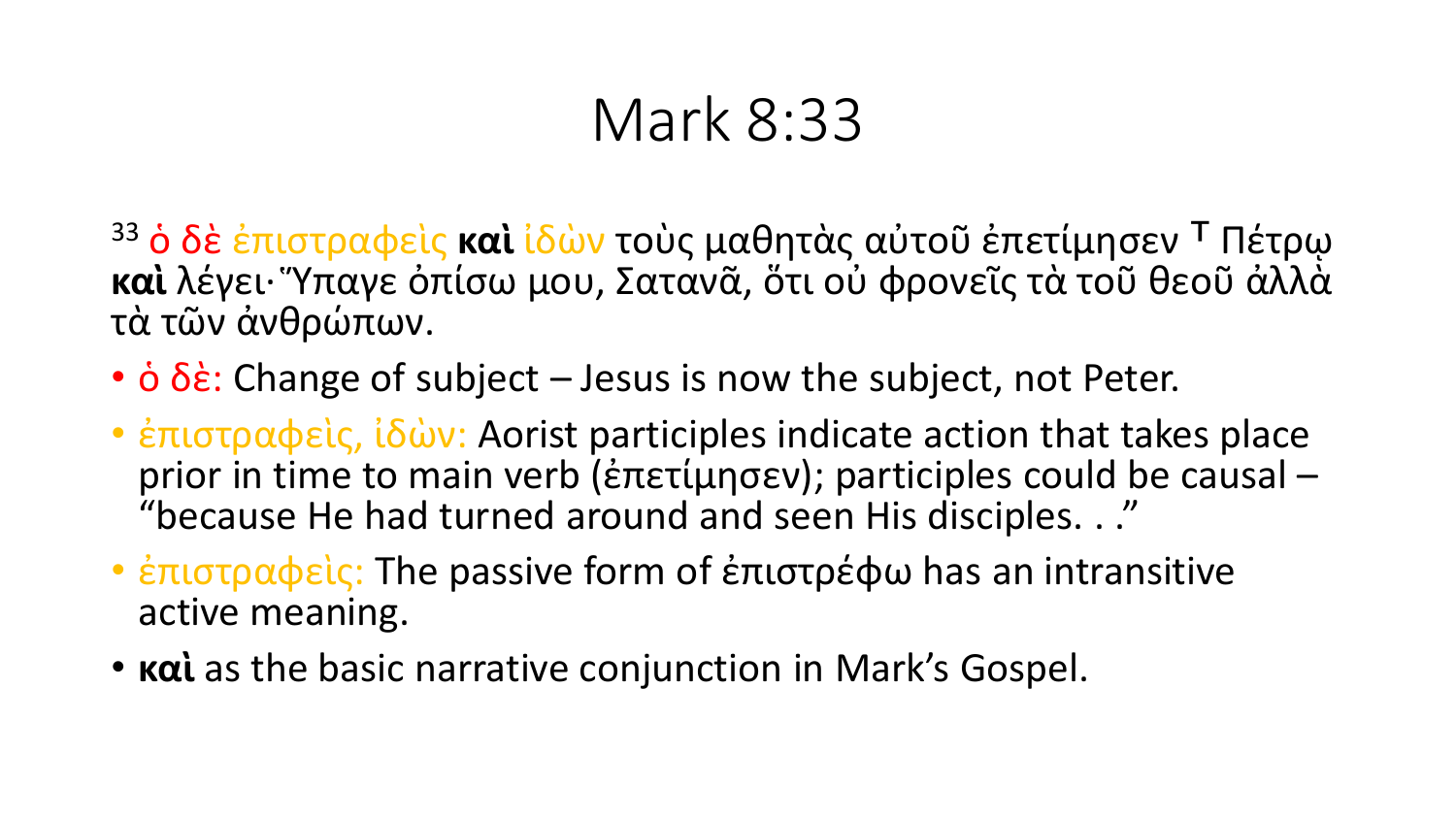# Mark 8:33

[33] ὁ δὲ ἐπιστραφεὶς **καὶ** ἰδὼν τοὺς μαθητὰς αὐτοῦ ἐπετίμησεν ᵀ Πέτρῳ **καὶ** λέγει· Ὕπαγε ὀπίσω μου, Σατανᾶ, ὅτι οὐ φρονεῖς τὰ τοῦ θεοῦ ἀλλὰ τὰ τῶν ἀνθρώπων.

- ὁ δὲ: Change of subject – Jesus is now the subject, not Peter.
- ἐπιστραφεὶς, ἰδὼν: Aorist participles indicate action that takes place prior in time to main verb (ἐπετίμησεν); participles could be causal – "because He had turned around and seen His disciples. . ."
- ἐπιστραφεὶς: The passive form of ἐπιστρέφω has an intransitive active meaning.
- **καὶ** as the basic narrative conjunction in Mark's Gospel.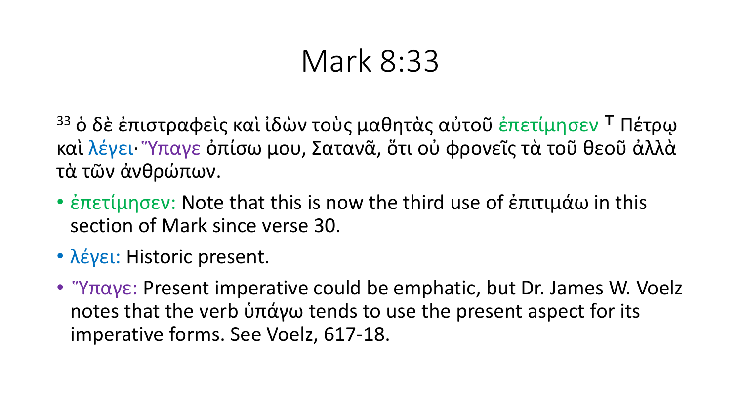# Mark 8:33

33 ὁ δὲ ἐπιστραφεὶς καὶ ἰδὼν τοὺς μαθητὰς αὐτοῦ ἐπετίμησεν ᵀ Πέτρῳ καὶ λέγει· ⸀Ὕπαγε ὀπίσω μου, Σατανᾶ, ὅτι οὐ φρονεῖς τὰ τοῦ θεοῦ ἀλλὰ τὰ τῶν ἀνθρώπων.

- ἐπετίμησεν: Note that this is now the third use of ἐπιτιμάω in this section of Mark since verse 30.
- λέγει: Historic present.
- ⸀Ὕπαγε: Present imperative could be emphatic, but Dr. James W. Voelz notes that the verb ὑπάγω tends to use the present aspect for its imperative forms. See Voelz, 617-18.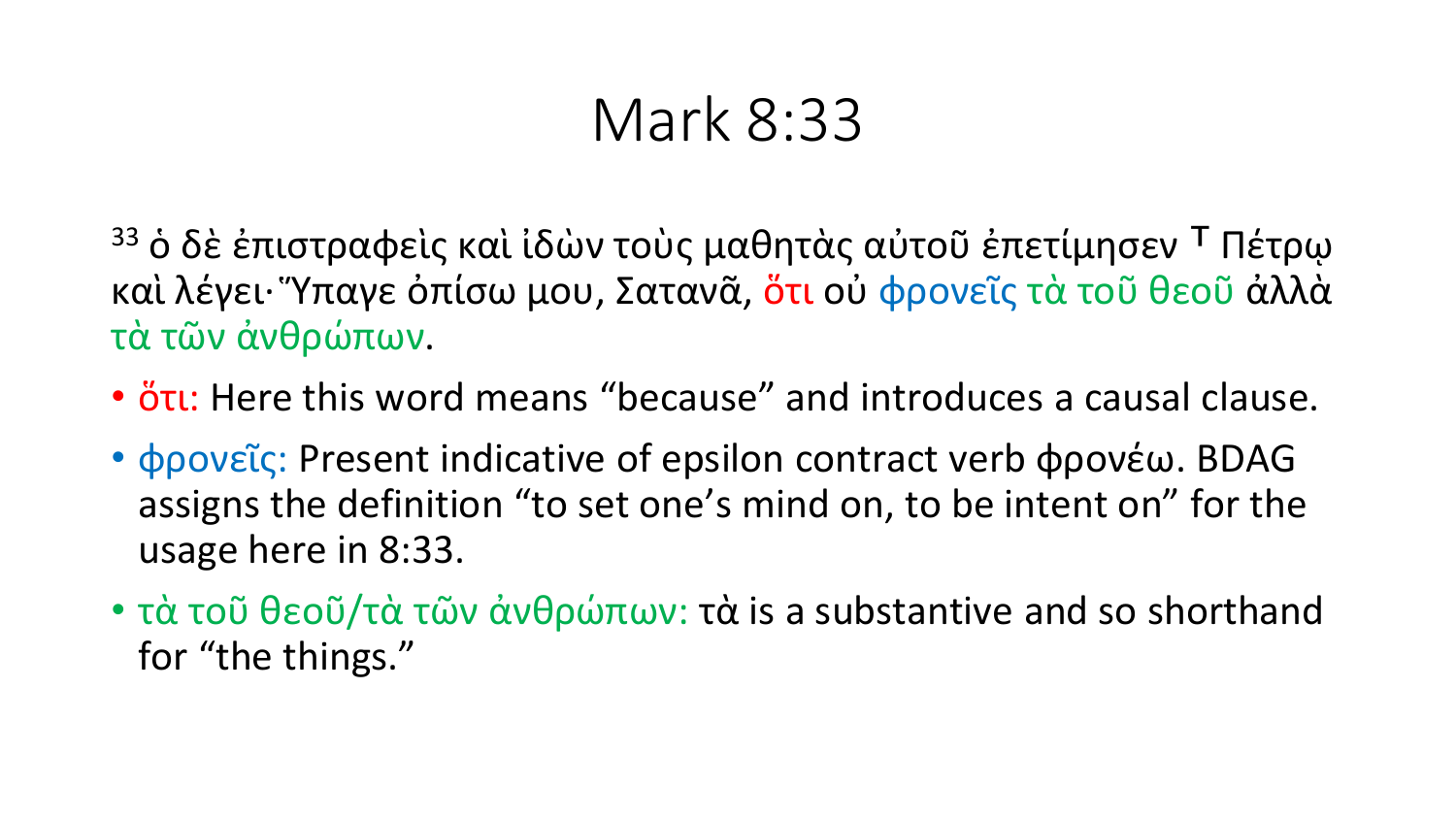# Mark 8:33

[33] ὁ δὲ ἐπιστραφεὶς καὶ ἰδὼν τοὺς μαθητὰς αὐτοῦ ἐπετίμησεν ⸆ Πέτρῳ καὶ λέγει· Ὕπαγε ὀπίσω μου, Σατανᾶ, ὅτι οὐ φρονεῖς τὰ τοῦ θεοῦ ἀλλὰ τὰ τῶν ἀνθρώπων.

- ὅτι: Here this word means "because" and introduces a causal clause.
- φρονεῖς: Present indicative of epsilon contract verb φρονέω. BDAG assigns the definition "to set one's mind on, to be intent on" for the usage here in 8:33.
- τὰ τοῦ θεοῦ/τὰ τῶν ἀνθρώπων: τὰ is a substantive and so shorthand for "the things."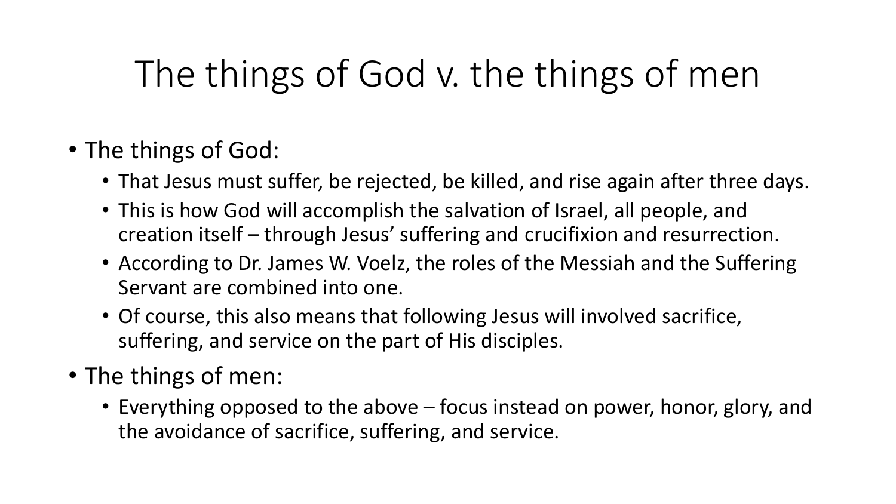# The things of God v. the things of men

- The things of God:
  - That Jesus must suffer, be rejected, be killed, and rise again after three days.
  - This is how God will accomplish the salvation of Israel, all people, and creation itself – through Jesus' suffering and crucifixion and resurrection.
  - According to Dr. James W. Voelz, the roles of the Messiah and the Suffering Servant are combined into one.
  - Of course, this also means that following Jesus will involved sacrifice, suffering, and service on the part of His disciples.
- The things of men:
  - Everything opposed to the above – focus instead on power, honor, glory, and the avoidance of sacrifice, suffering, and service.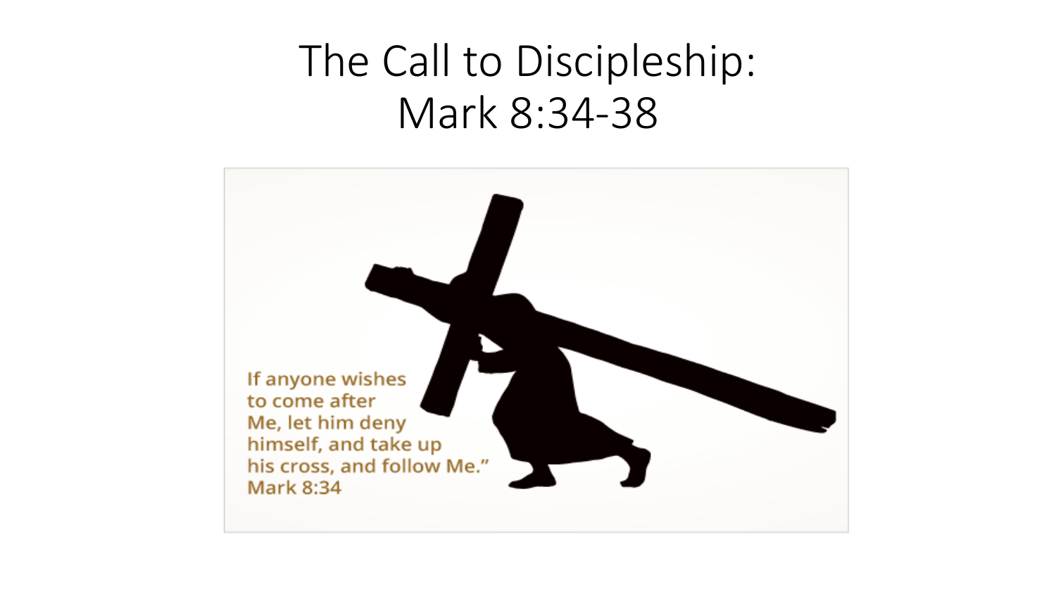# The Call to Discipleship: Mark 8:34-38

If anyone wishes to come after Me, let him deny himself, and take up his cross, and follow Me."
Mark 8:34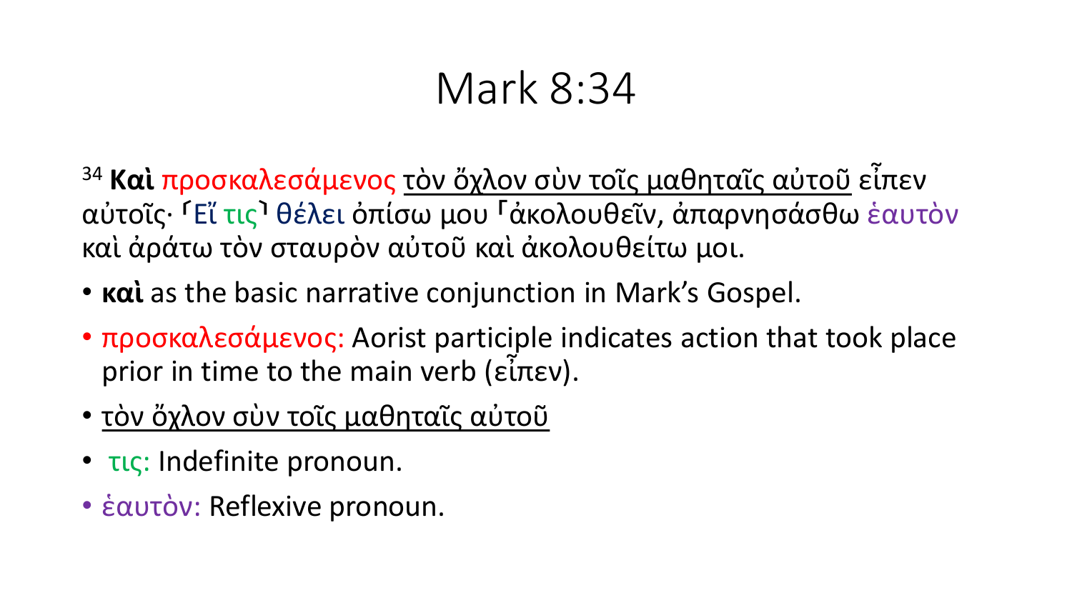# Mark 8:34

[34] **Καὶ** προσκαλεσάμενος <u>τὸν ὄχλον σὺν τοῖς μαθηταῖς αὐτοῦ</u> εἶπεν αὐτοῖς· ⸀Εἴ τις⸁ θέλει ὀπίσω μου ⸀ἀκολουθεῖν, ἀπαρνησάσθω ἑαυτὸν καὶ ἀράτω τὸν σταυρὸν αὐτοῦ καὶ ἀκολουθείτω μοι.

- **καὶ** as the basic narrative conjunction in Mark's Gospel.
- προσκαλεσάμενος: Aorist participle indicates action that took place prior in time to the main verb (εἶπεν).
- <u>τὸν ὄχλον σὺν τοῖς μαθηταῖς αὐτοῦ</u>
- τις: Indefinite pronoun.
- ἑαυτὸν: Reflexive pronoun.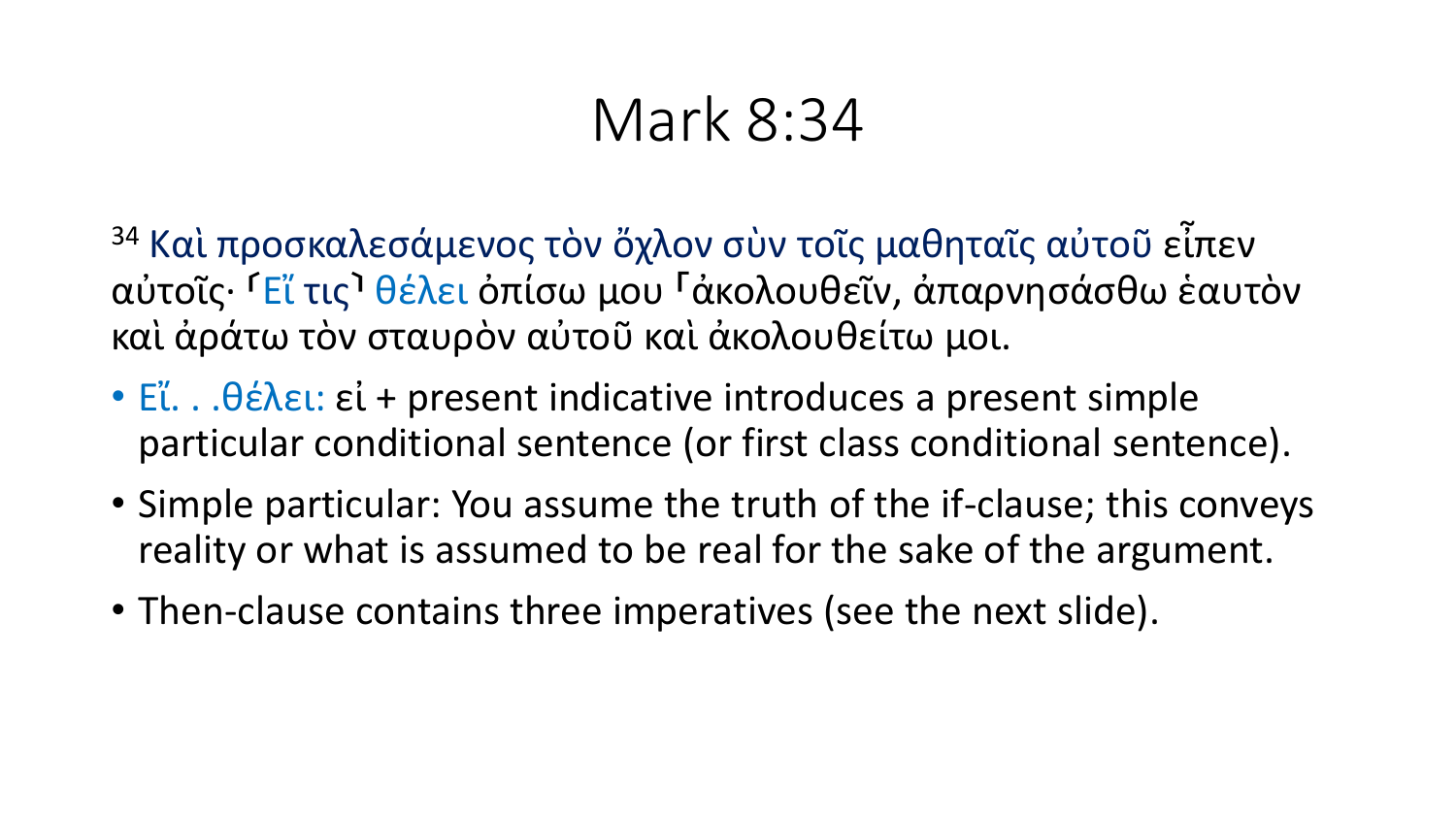# Mark 8:34

[34] Καὶ προσκαλεσάμενος τὸν ὄχλον σὺν τοῖς μαθηταῖς αὐτοῦ εἶπεν αὐτοῖς· ⸀Εἴ τις⸁ θέλει ὀπίσω μου ⸀ἀκολουθεῖν, ἀπαρνησάσθω ἑαυτὸν καὶ ἀράτω τὸν σταυρὸν αὐτοῦ καὶ ἀκολουθείτω μοι.

- Εἴ. . .θέλει: εἰ + present indicative introduces a present simple particular conditional sentence (or first class conditional sentence).
- Simple particular: You assume the truth of the if-clause; this conveys reality or what is assumed to be real for the sake of the argument.
- Then-clause contains three imperatives (see the next slide).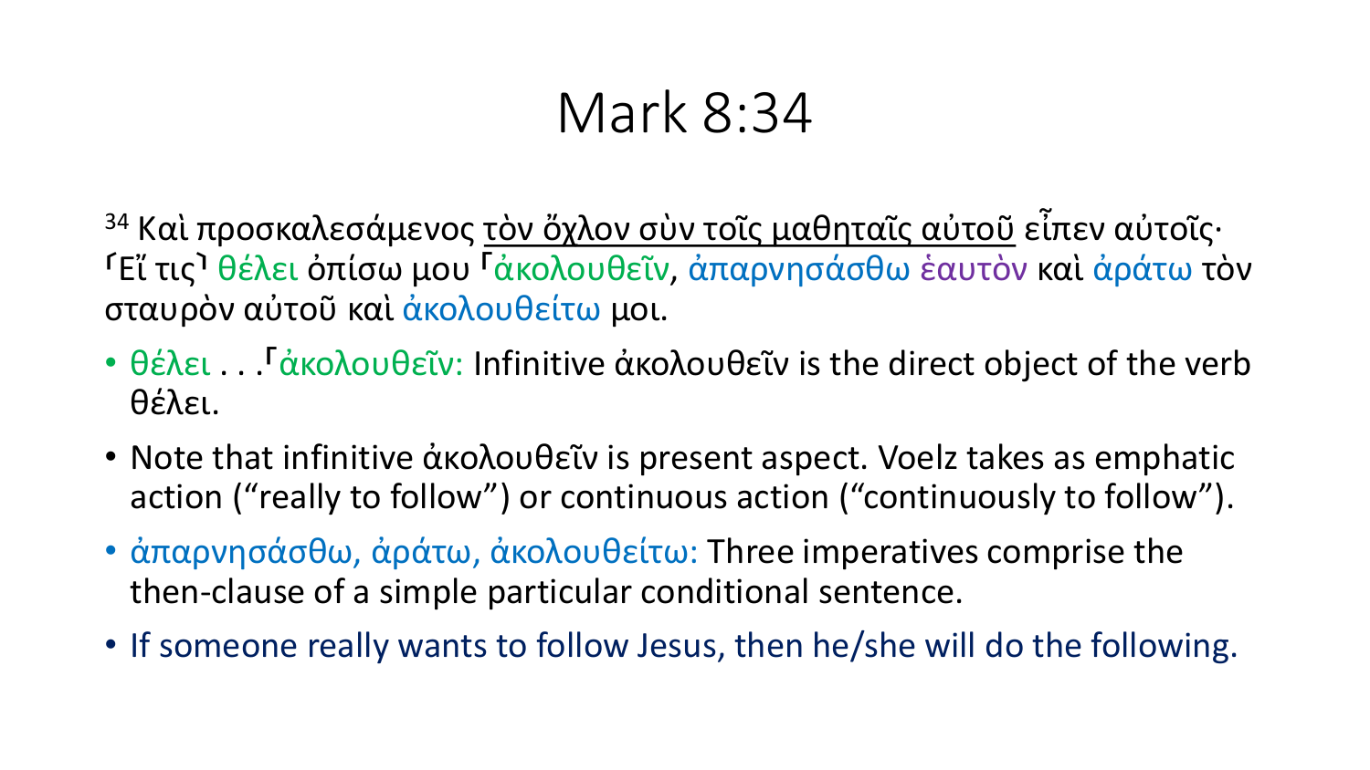# Mark 8:34

[34] Καὶ προσκαλεσάμενος τὸν ὄχλον σὺν τοῖς μαθηταῖς αὐτοῦ εἶπεν αὐτοῖς· ⸀Εἴ τις⸁ θέλει ὀπίσω μου ⸀ἀκολουθεῖν, ἀπαρνησάσθω ἑαυτὸν καὶ ἀράτω τὸν σταυρὸν αὐτοῦ καὶ ἀκολουθείτω μοι.

- θέλει . . .⸀ἀκολουθεῖν: Infinitive ἀκολουθεῖν is the direct object of the verb θέλει.
- Note that infinitive ἀκολουθεῖν is present aspect. Voelz takes as emphatic action ("really to follow") or continuous action ("continuously to follow").
- ἀπαρνησάσθω, ἀράτω, ἀκολουθείτω: Three imperatives comprise the then-clause of a simple particular conditional sentence.
- If someone really wants to follow Jesus, then he/she will do the following.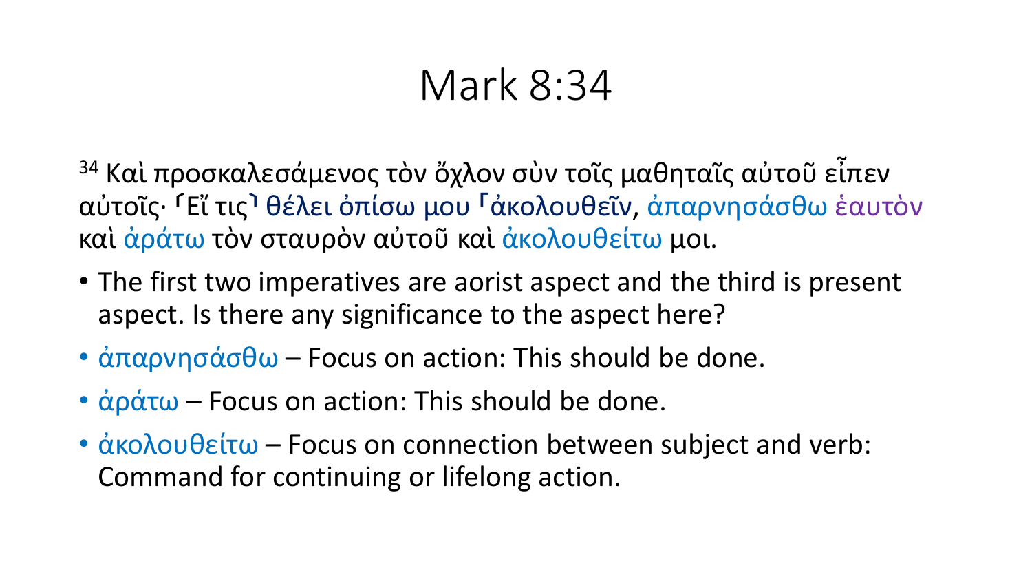# Mark 8:34

[34] Καὶ προσκαλεσάμενος τὸν ὄχλον σὺν τοῖς μαθηταῖς αὐτοῦ εἶπεν αὐτοῖς· ⸀Εἴ τις⸁ θέλει ὀπίσω μου ⸀ἀκολουθεῖν, ἀπαρνησάσθω ἑαυτὸν καὶ ἀράτω τὸν σταυρὸν αὐτοῦ καὶ ἀκολουθείτω μοι.

- The first two imperatives are aorist aspect and the third is present aspect. Is there any significance to the aspect here?
- ἀπαρνησάσθω – Focus on action: This should be done.
- ἀράτω – Focus on action: This should be done.
- ἀκολουθείτω – Focus on connection between subject and verb: Command for continuing or lifelong action.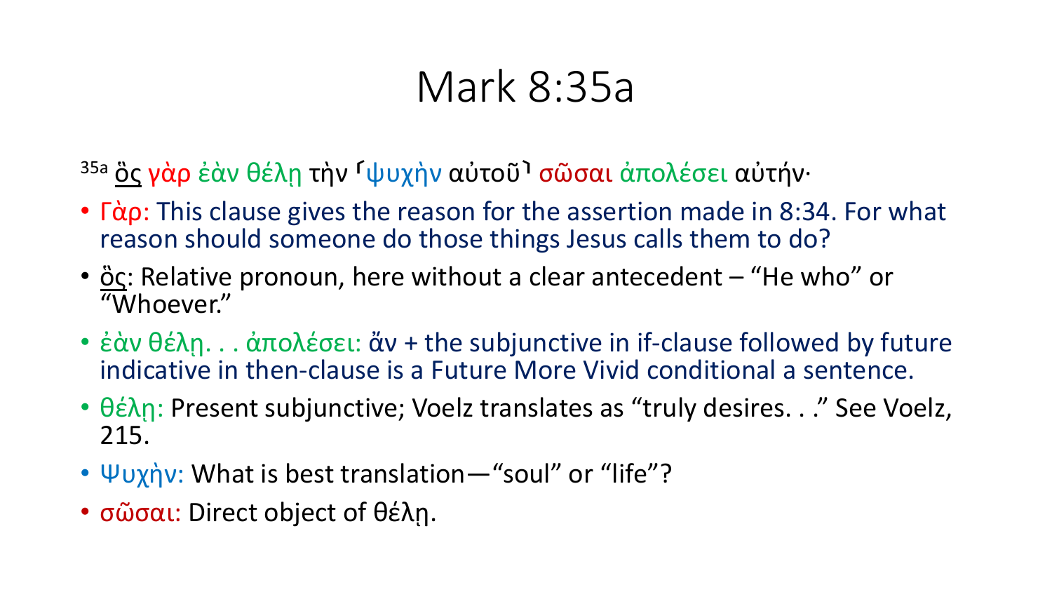# Mark 8:35a

35a <u>ὃς</u> γὰρ ἐὰν θέλῃ τὴν ⸀ψυχὴν αὐτοῦ⸁ σῶσαι ἀπολέσει αὐτήν·

- Γὰρ: This clause gives the reason for the assertion made in 8:34. For what reason should someone do those things Jesus calls them to do?
- <u>ὃς</u>: Relative pronoun, here without a clear antecedent – "He who" or "Whoever."
- ἐὰν θέλῃ. . . ἀπολέσει: ἄν + the subjunctive in if-clause followed by future indicative in then-clause is a Future More Vivid conditional a sentence.
- θέλῃ: Present subjunctive; Voelz translates as "truly desires. . ." See Voelz, 215.
- Ψυχὴν: What is best translation—"soul" or "life"?
- σῶσαι: Direct object of θέλῃ.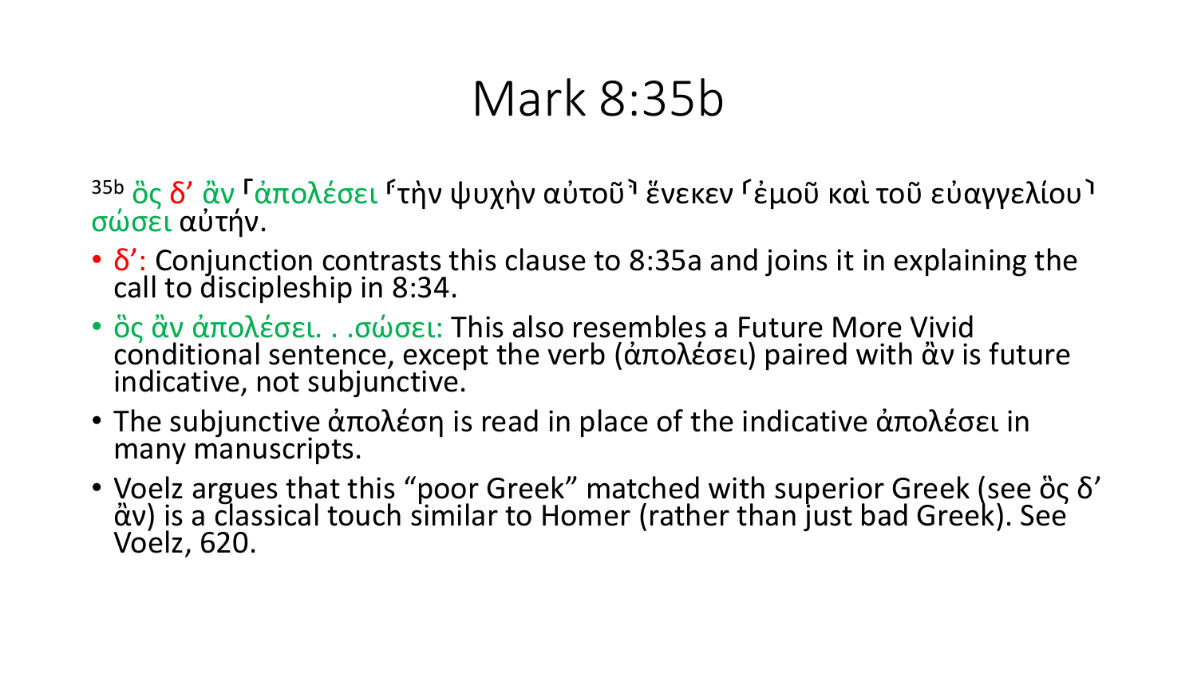# Mark 8:35b

[35b] ὃς δ’ ἂν ⸀ἀπολέσει ⸂τὴν ψυχὴν αὐτοῦ⸃ ἕνεκεν ⸂ἐμοῦ καὶ τοῦ εὐαγγελίου⸃ σώσει αὐτήν.

- δ’: Conjunction contrasts this clause to 8:35a and joins it in explaining the call to discipleship in 8:34.
- ὃς ἂν ἀπολέσει. . .σώσει: This also resembles a Future More Vivid conditional sentence, except the verb (ἀπολέσει) paired with ἂν is future indicative, not subjunctive.
- The subjunctive ἀπολέσῃ is read in place of the indicative ἀπολέσει in many manuscripts.
- Voelz argues that this “poor Greek” matched with superior Greek (see ὃς δ’ ἂν) is a classical touch similar to Homer (rather than just bad Greek). See Voelz, 620.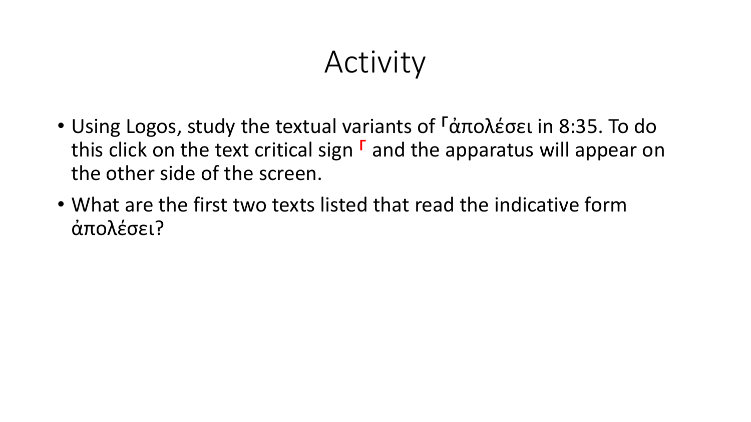# Activity

- Using Logos, study the textual variants of ⸀ἀπολέσει in 8:35. To do this click on the text critical sign ⸀ and the apparatus will appear on the other side of the screen.
- What are the first two texts listed that read the indicative form ἀπολέσει?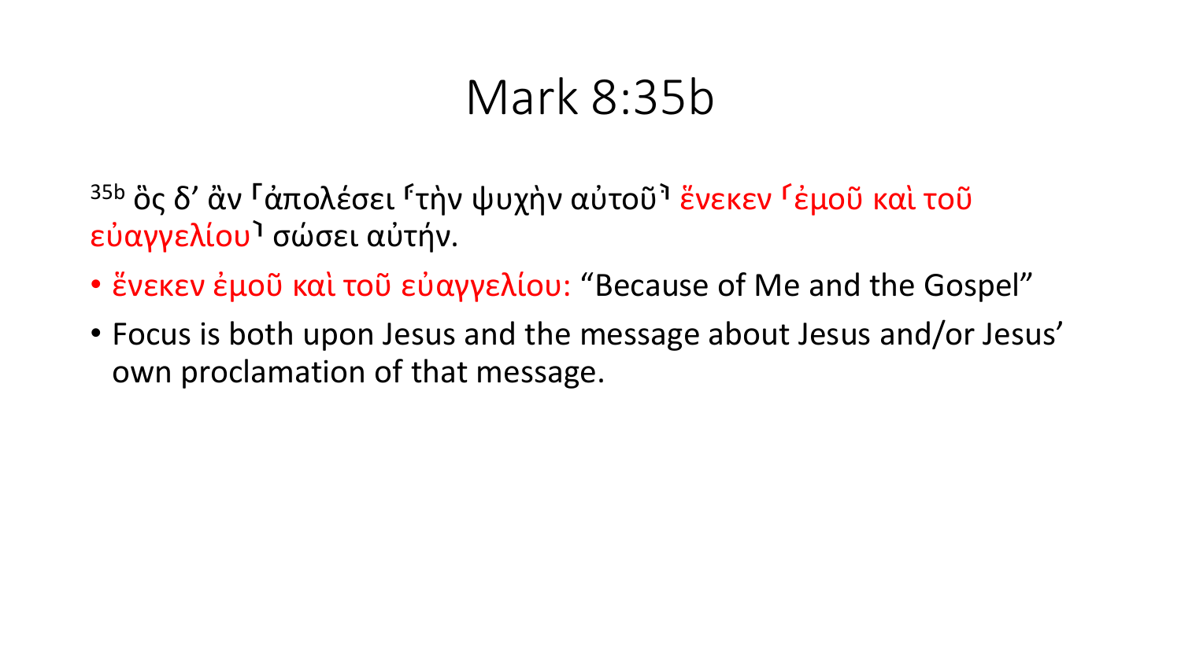# Mark 8:35b

35b ὃς δ’ ἂν ⸀ἀπολέσει ⸂τὴν ψυχὴν αὐτοῦ⸃ ἕνεκεν ⸂ἐμοῦ καὶ τοῦ εὐαγγελίου⸃ σώσει αὐτήν.

- ἕνεκεν ἐμοῦ καὶ τοῦ εὐαγγελίου: “Because of Me and the Gospel”
- Focus is both upon Jesus and the message about Jesus and/or Jesus’ own proclamation of that message.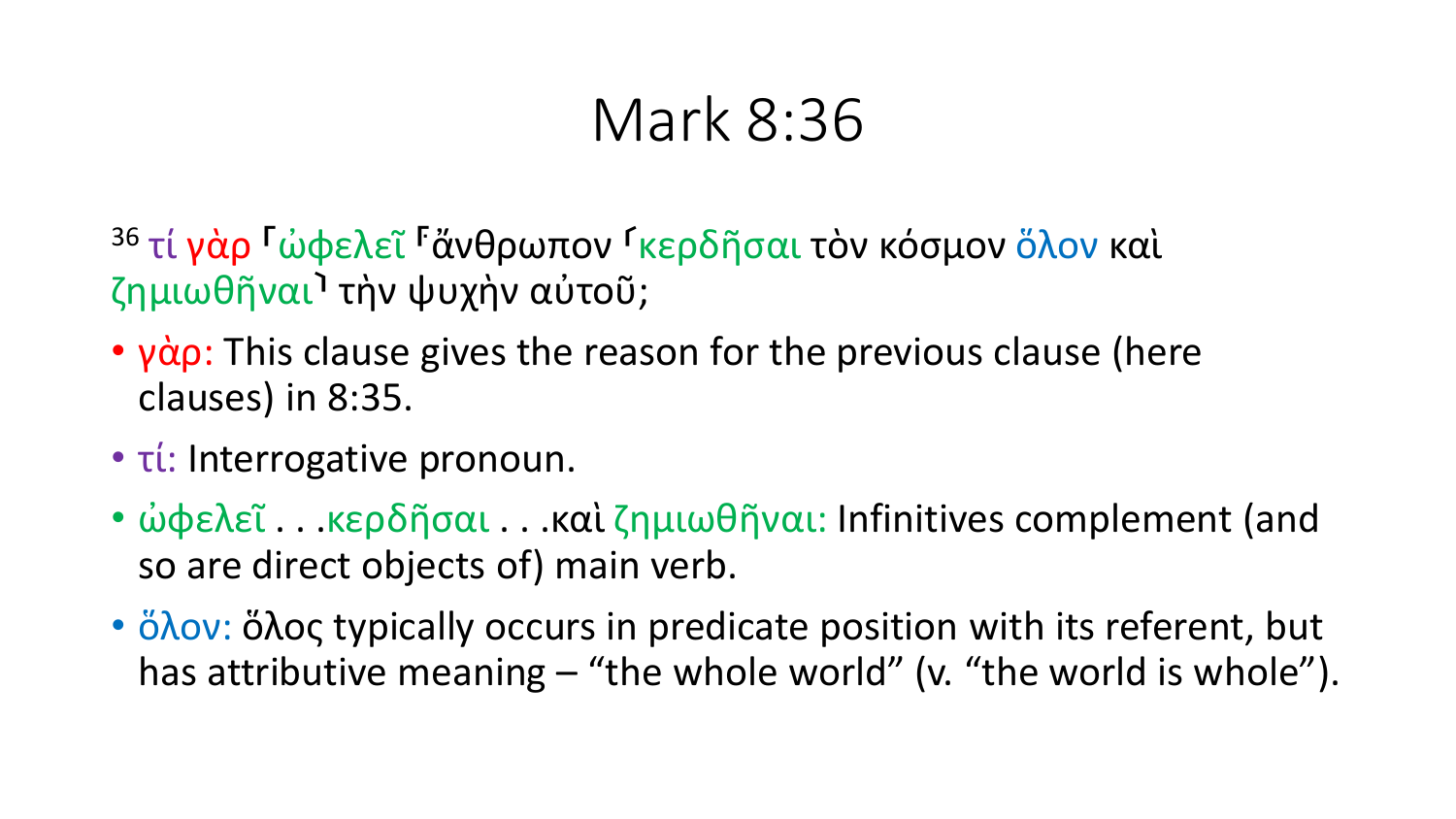# Mark 8:36

36 τί γὰρ ⸀ὠφελεῖ ⸀ἄνθρωπον ⸂κερδῆσαι τὸν κόσμον ὅλον καὶ ζημιωθῆναι⸃ τὴν ψυχὴν αὐτοῦ;

- γὰρ: This clause gives the reason for the previous clause (here clauses) in 8:35.
- τί: Interrogative pronoun.
- ὠφελεῖ . . .κερδῆσαι . . .καὶ ζημιωθῆναι: Infinitives complement (and so are direct objects of) main verb.
- ὅλον: ὅλος typically occurs in predicate position with its referent, but has attributive meaning – "the whole world" (v. "the world is whole").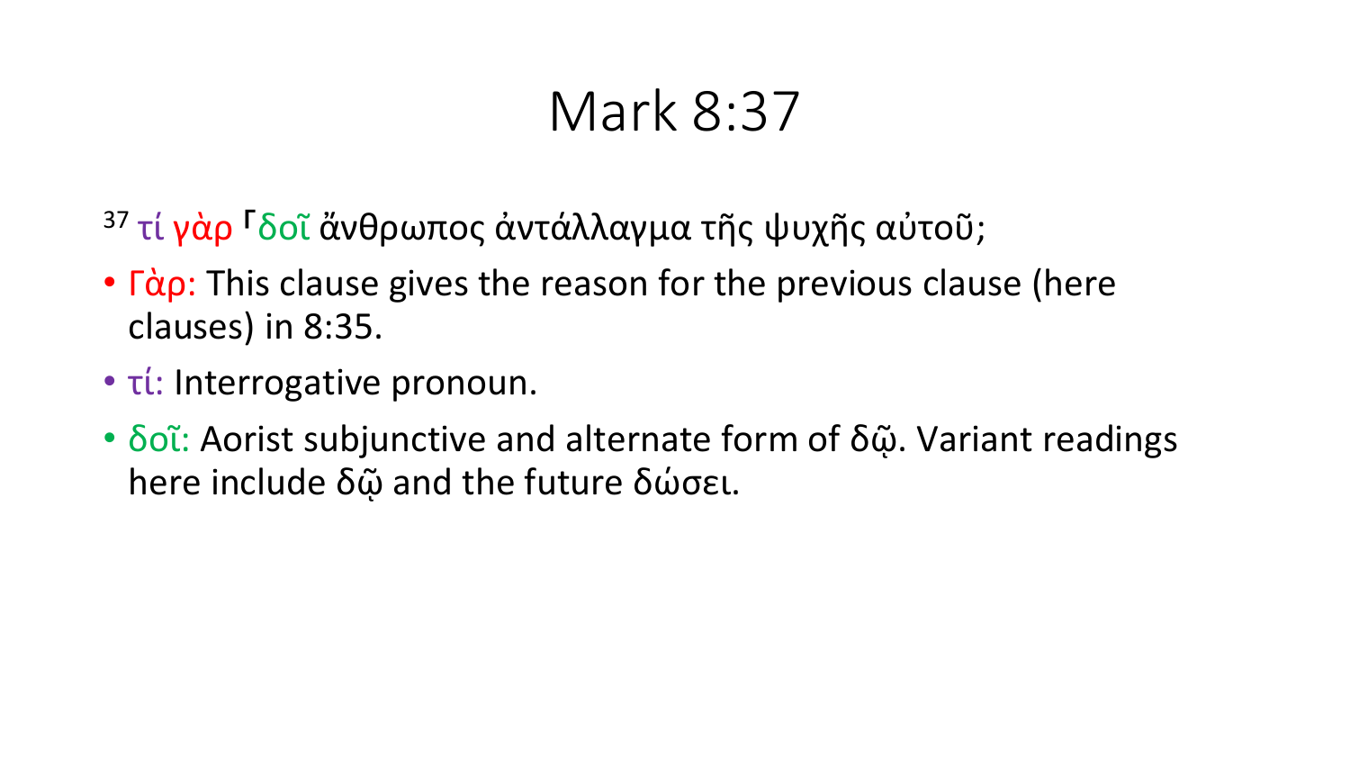# Mark 8:37

[37] τί γὰρ ⸀δοῖ ἄνθρωπος ἀντάλλαγμα τῆς ψυχῆς αὐτοῦ;

- Γὰρ: This clause gives the reason for the previous clause (here clauses) in 8:35.
- τί: Interrogative pronoun.
- δοῖ: Aorist subjunctive and alternate form of δῷ. Variant readings here include δῷ and the future δώσει.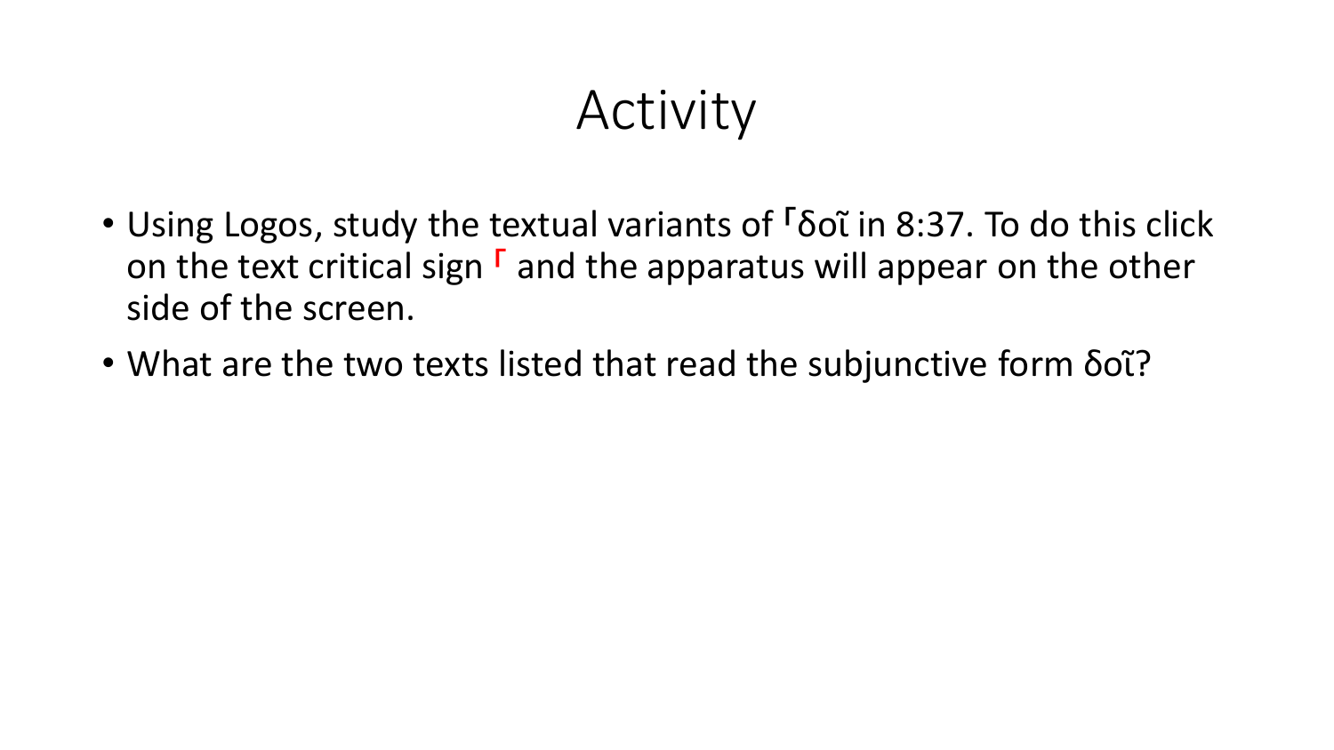# Activity

- Using Logos, study the textual variants of ⸀δοῖ in 8:37. To do this click on the text critical sign ⸀ and the apparatus will appear on the other side of the screen.
- What are the two texts listed that read the subjunctive form δοῖ?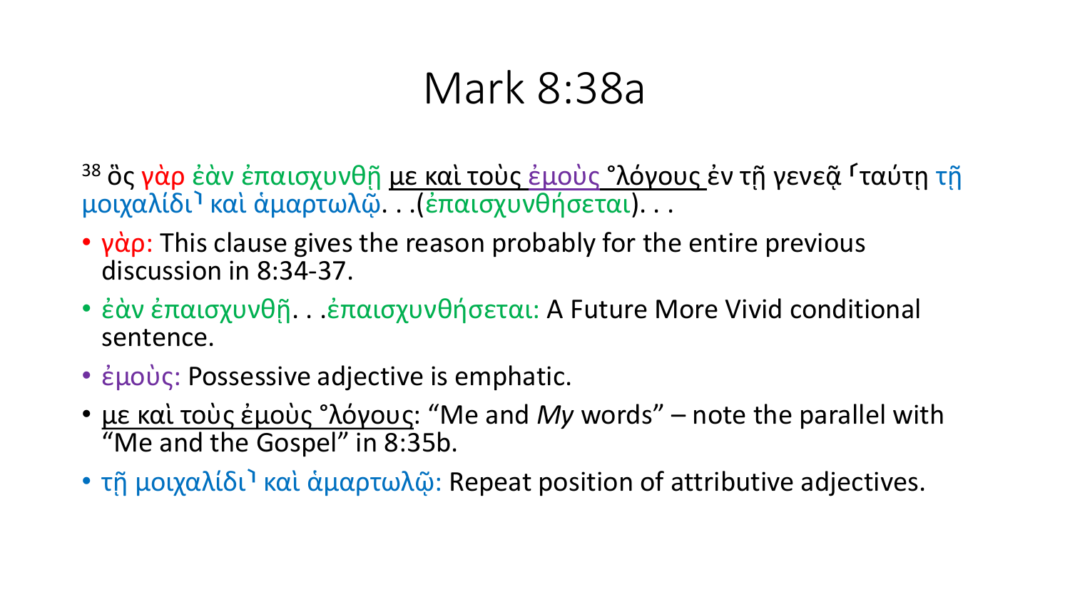# Mark 8:38a

38 ὃς γὰρ ἐὰν ἐπαισχυνθῇ <u>με καὶ τοὺς ἐμοὺς °λόγους</u> ἐν τῇ γενεᾷ ⸀ταύτῃ τῇ μοιχαλίδι⸁ καὶ ἁμαρτωλῷ. . .(ἐπαισχυνθήσεται). . .

- γὰρ: This clause gives the reason probably for the entire previous discussion in 8:34-37.
- ἐὰν ἐπαισχυνθῇ. . .ἐπαισχυνθήσεται: A Future More Vivid conditional sentence.
- ἐμοὺς: Possessive adjective is emphatic.
- <u>με καὶ τοὺς ἐμοὺς °λόγους</u>: “Me and *My* words” – note the parallel with “Me and the Gospel” in 8:35b.
- τῇ μοιχαλίδι⸁ καὶ ἁμαρτωλῷ: Repeat position of attributive adjectives.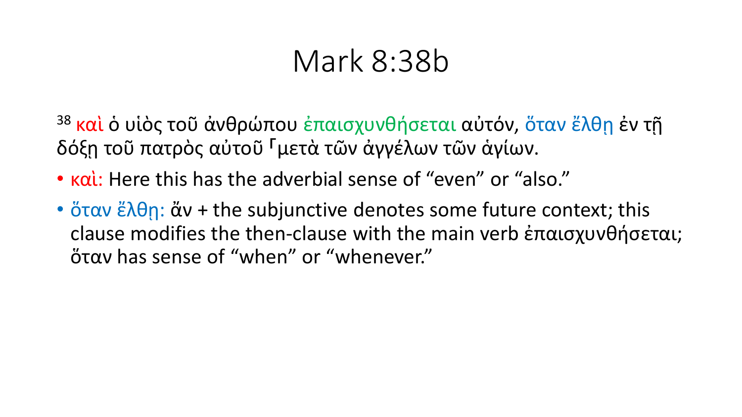# Mark 8:38b

[38] καὶ ὁ υἱὸς τοῦ ἀνθρώπου ἐπαισχυνθήσεται αὐτόν, ὅταν ἔλθῃ ἐν τῇ δόξῃ τοῦ πατρὸς αὐτοῦ ⸀μετὰ τῶν ἀγγέλων τῶν ἁγίων.

- καὶ: Here this has the adverbial sense of “even” or “also.”
- ὅταν ἔλθῃ: ἄν + the subjunctive denotes some future context; this clause modifies the then-clause with the main verb ἐπαισχυνθήσεται; ὅταν has sense of “when” or “whenever.”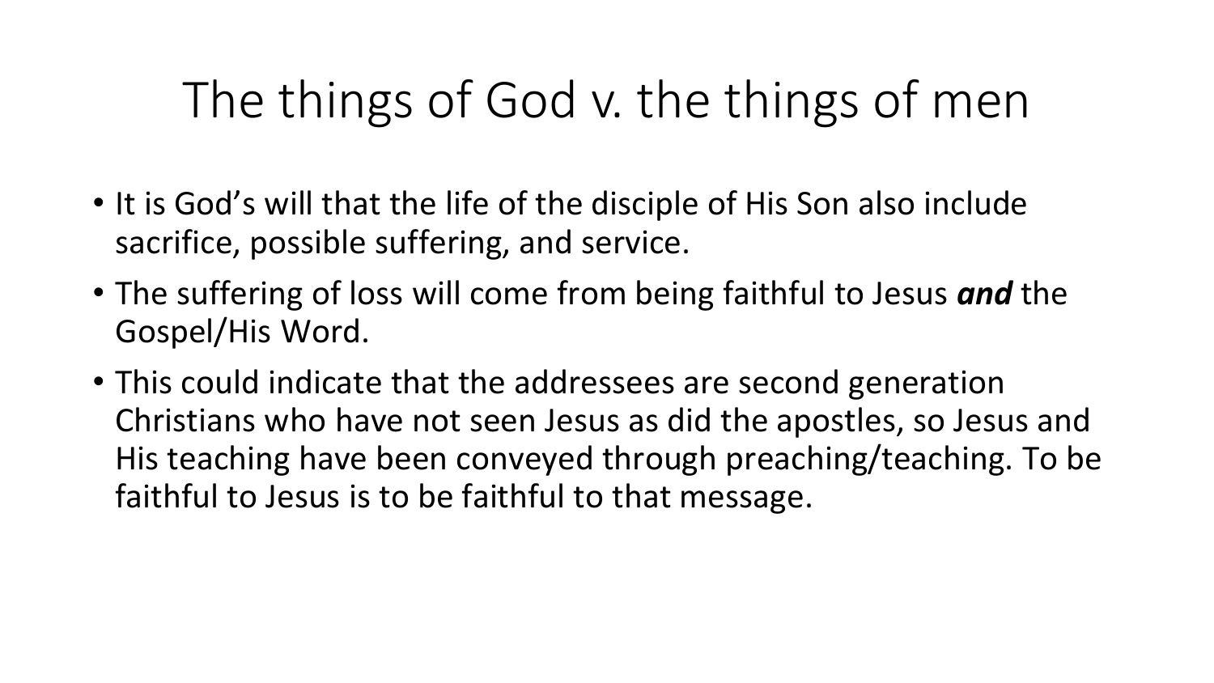# The things of God v. the things of men

- It is God's will that the life of the disciple of His Son also include sacrifice, possible suffering, and service.
- The suffering of loss will come from being faithful to Jesus ***and*** the Gospel/His Word.
- This could indicate that the addressees are second generation Christians who have not seen Jesus as did the apostles, so Jesus and His teaching have been conveyed through preaching/teaching. To be faithful to Jesus is to be faithful to that message.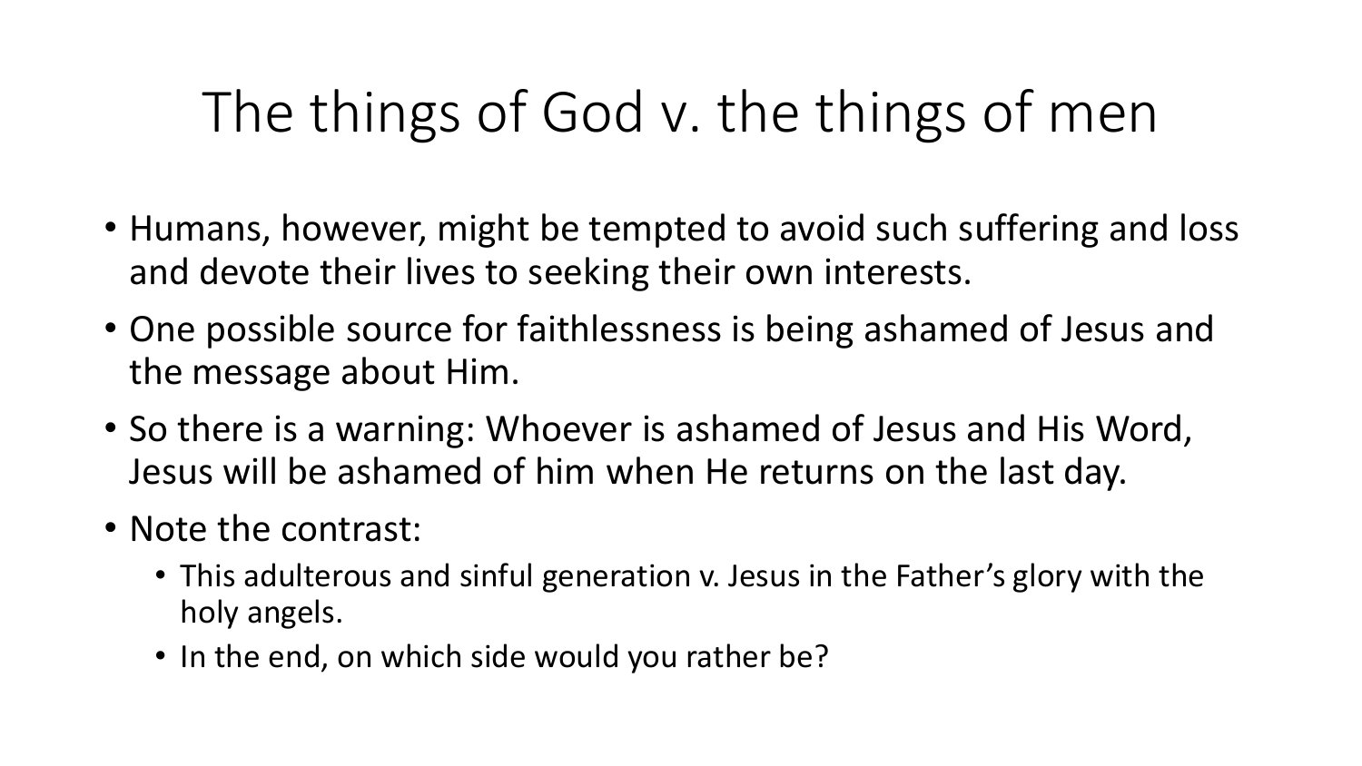# The things of God v. the things of men

- Humans, however, might be tempted to avoid such suffering and loss and devote their lives to seeking their own interests.
- One possible source for faithlessness is being ashamed of Jesus and the message about Him.
- So there is a warning: Whoever is ashamed of Jesus and His Word, Jesus will be ashamed of him when He returns on the last day.
- Note the contrast:
  - This adulterous and sinful generation v. Jesus in the Father's glory with the holy angels.
  - In the end, on which side would you rather be?